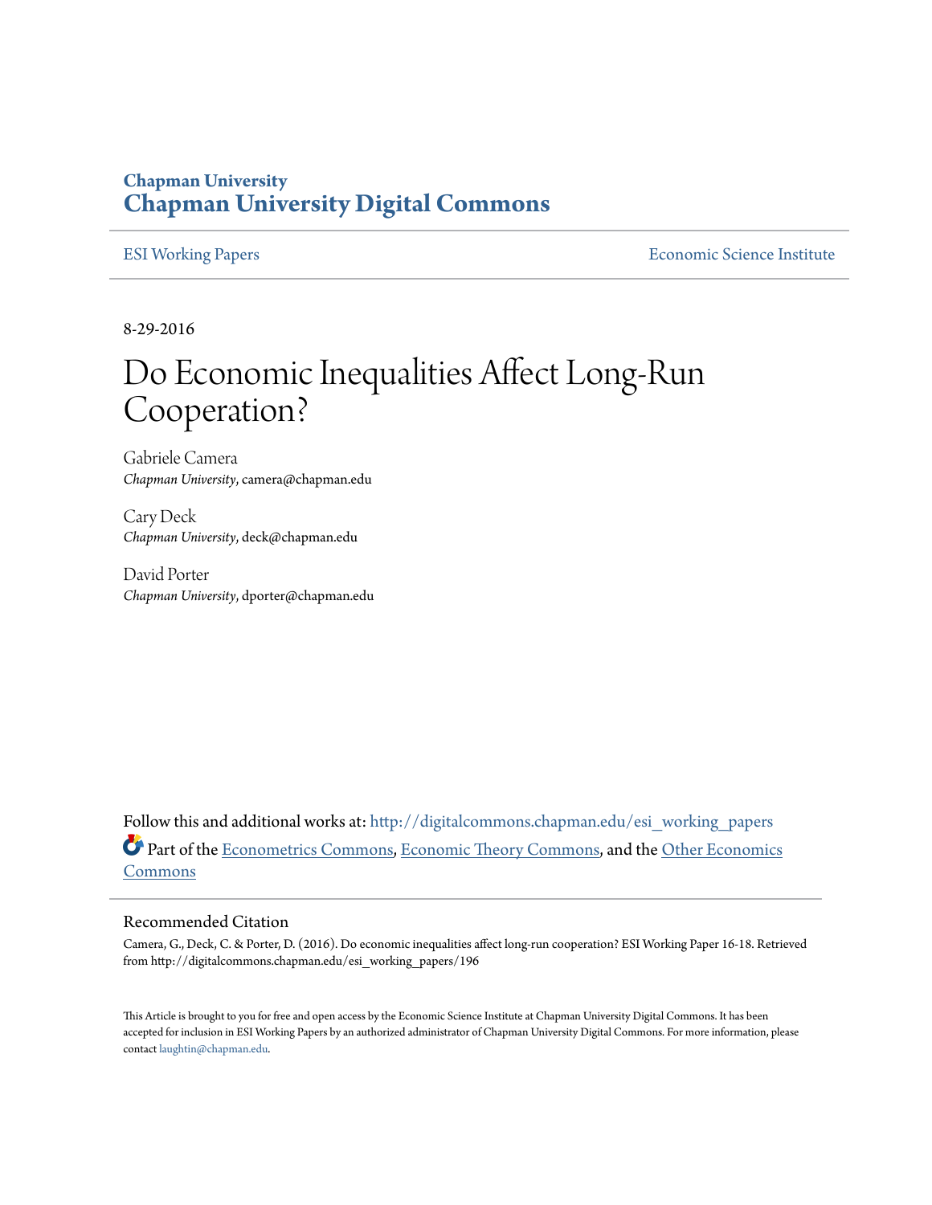Chapman University

# Chapman University Digital Commons

ESI Working Papers | Economic Science Institute

8-29-2016

# Do Economic Inequalities Affect Long-Run Cooperation?

Gabriele Camera
*Chapman University*, camera@chapman.edu

Cary Deck
*Chapman University*, deck@chapman.edu

David Porter
*Chapman University*, dporter@chapman.edu

Follow this and additional works at: http://digitalcommons.chapman.edu/esi_working_papers

Part of the Econometrics Commons, Economic Theory Commons, and the Other Economics Commons

## Recommended Citation

Camera, G., Deck, C. & Porter, D. (2016). Do economic inequalities affect long-run cooperation? ESI Working Paper 16-18. Retrieved from http://digitalcommons.chapman.edu/esi_working_papers/196

This Article is brought to you for free and open access by the Economic Science Institute at Chapman University Digital Commons. It has been accepted for inclusion in ESI Working Papers by an authorized administrator of Chapman University Digital Commons. For more information, please contact laughtin@chapman.edu.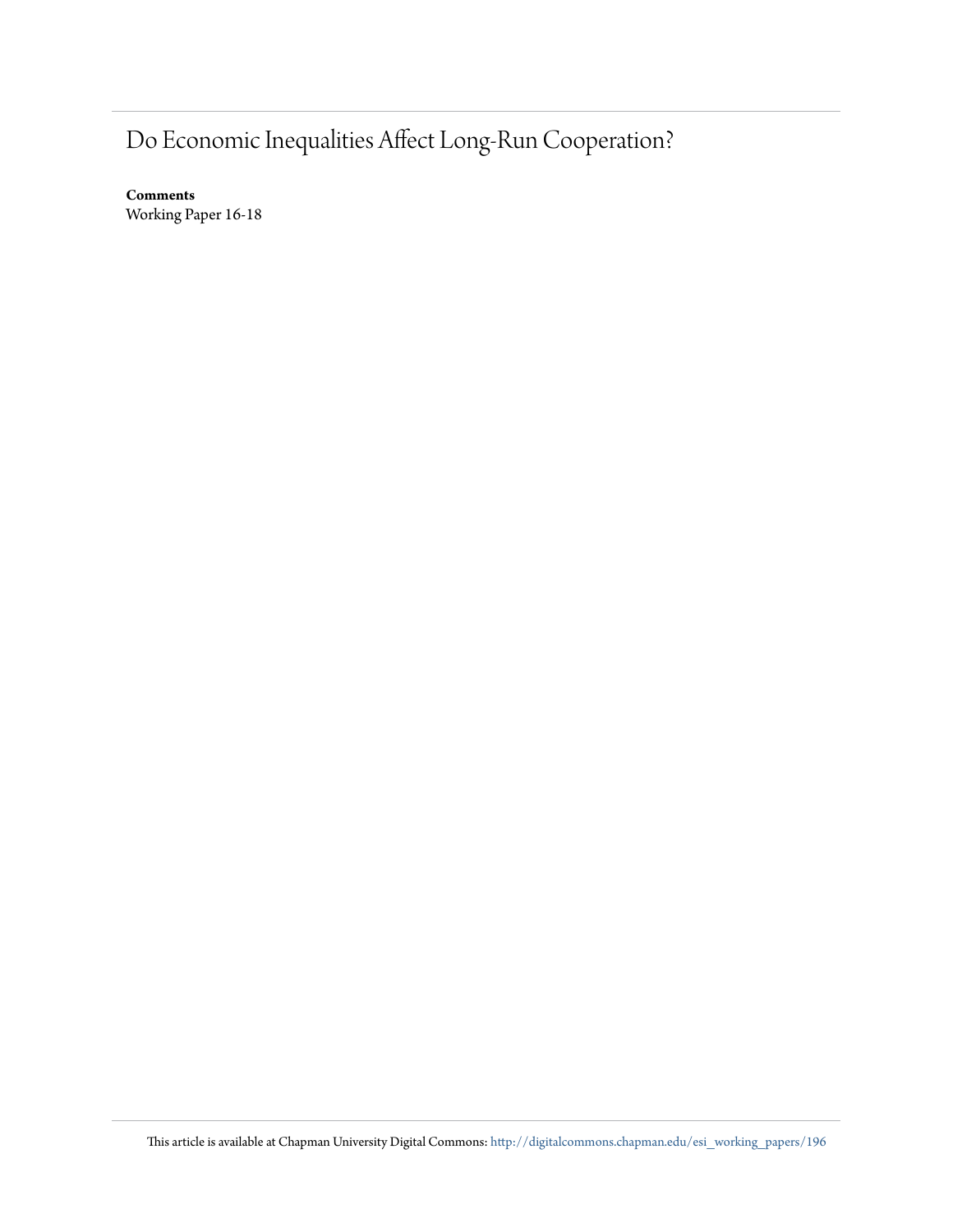# Do Economic Inequalities Affect Long-Run Cooperation?

**Comments**
Working Paper 16-18

This article is available at Chapman University Digital Commons: http://digitalcommons.chapman.edu/esi_working_papers/196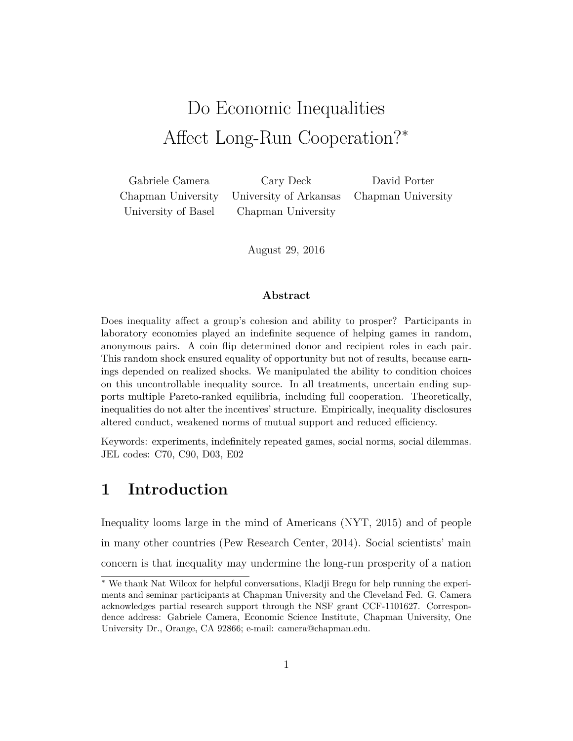# Do Economic Inequalities Affect Long-Run Cooperation?*

Gabriele Camera  
Chapman University  
University of Basel

Cary Deck  
University of Arkansas  
Chapman University

David Porter  
Chapman University

August 29, 2016

### Abstract

Does inequality affect a group's cohesion and ability to prosper? Participants in laboratory economies played an indefinite sequence of helping games in random, anonymous pairs. A coin flip determined donor and recipient roles in each pair. This random shock ensured equality of opportunity but not of results, because earnings depended on realized shocks. We manipulated the ability to condition choices on this uncontrollable inequality source. In all treatments, uncertain ending supports multiple Pareto-ranked equilibria, including full cooperation. Theoretically, inequalities do not alter the incentives' structure. Empirically, inequality disclosures altered conduct, weakened norms of mutual support and reduced efficiency.

Keywords: experiments, indefinitely repeated games, social norms, social dilemmas.  
JEL codes: C70, C90, D03, E02

## 1 Introduction

Inequality looms large in the mind of Americans (NYT, 2015) and of people in many other countries (Pew Research Center, 2014). Social scientists' main concern is that inequality may undermine the long-run prosperity of a nation

---

* We thank Nat Wilcox for helpful conversations, Kladji Bregu for help running the experiments and seminar participants at Chapman University and the Cleveland Fed. G. Camera acknowledges partial research support through the NSF grant CCF-1101627. Correspondence address: Gabriele Camera, Economic Science Institute, Chapman University, One University Dr., Orange, CA 92866; e-mail: camera@chapman.edu.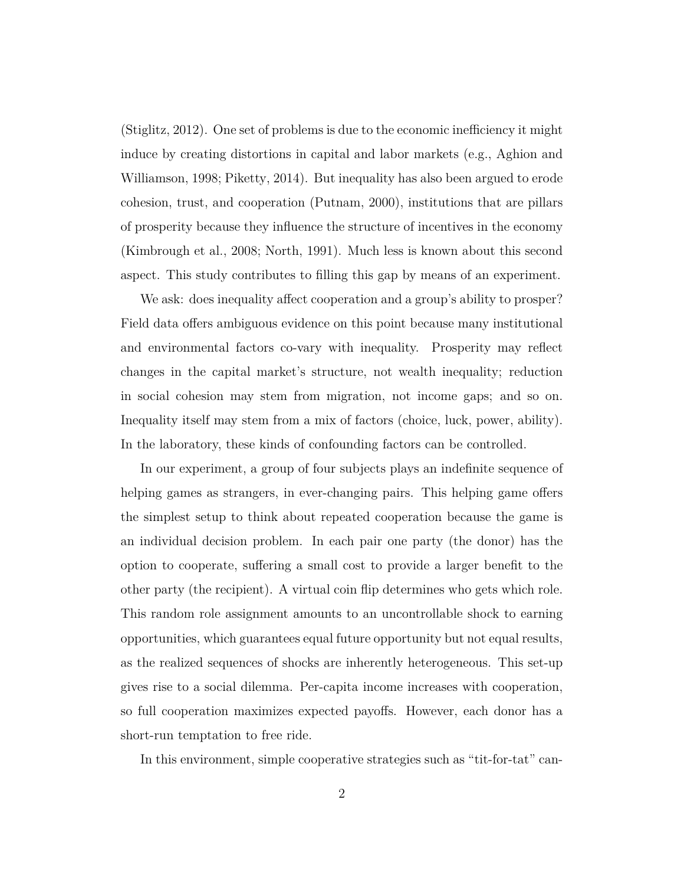(Stiglitz, 2012). One set of problems is due to the economic inefficiency it might induce by creating distortions in capital and labor markets (e.g., Aghion and Williamson, 1998; Piketty, 2014). But inequality has also been argued to erode cohesion, trust, and cooperation (Putnam, 2000), institutions that are pillars of prosperity because they influence the structure of incentives in the economy (Kimbrough et al., 2008; North, 1991). Much less is known about this second aspect. This study contributes to filling this gap by means of an experiment.

We ask: does inequality affect cooperation and a group's ability to prosper? Field data offers ambiguous evidence on this point because many institutional and environmental factors co-vary with inequality. Prosperity may reflect changes in the capital market's structure, not wealth inequality; reduction in social cohesion may stem from migration, not income gaps; and so on. Inequality itself may stem from a mix of factors (choice, luck, power, ability). In the laboratory, these kinds of confounding factors can be controlled.

In our experiment, a group of four subjects plays an indefinite sequence of helping games as strangers, in ever-changing pairs. This helping game offers the simplest setup to think about repeated cooperation because the game is an individual decision problem. In each pair one party (the donor) has the option to cooperate, suffering a small cost to provide a larger benefit to the other party (the recipient). A virtual coin flip determines who gets which role. This random role assignment amounts to an uncontrollable shock to earning opportunities, which guarantees equal future opportunity but not equal results, as the realized sequences of shocks are inherently heterogeneous. This set-up gives rise to a social dilemma. Per-capita income increases with cooperation, so full cooperation maximizes expected payoffs. However, each donor has a short-run temptation to free ride.

In this environment, simple cooperative strategies such as "tit-for-tat" can-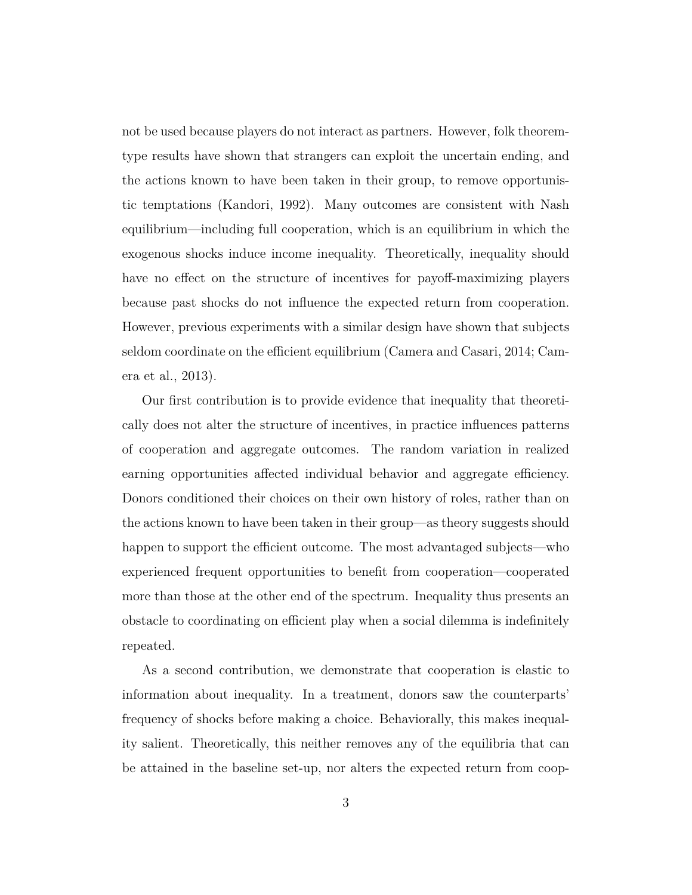not be used because players do not interact as partners. However, folk theorem-type results have shown that strangers can exploit the uncertain ending, and the actions known to have been taken in their group, to remove opportunistic temptations (Kandori, 1992). Many outcomes are consistent with Nash equilibrium—including full cooperation, which is an equilibrium in which the exogenous shocks induce income inequality. Theoretically, inequality should have no effect on the structure of incentives for payoff-maximizing players because past shocks do not influence the expected return from cooperation. However, previous experiments with a similar design have shown that subjects seldom coordinate on the efficient equilibrium (Camera and Casari, 2014; Camera et al., 2013).

Our first contribution is to provide evidence that inequality that theoretically does not alter the structure of incentives, in practice influences patterns of cooperation and aggregate outcomes. The random variation in realized earning opportunities affected individual behavior and aggregate efficiency. Donors conditioned their choices on their own history of roles, rather than on the actions known to have been taken in their group—as theory suggests should happen to support the efficient outcome. The most advantaged subjects—who experienced frequent opportunities to benefit from cooperation—cooperated more than those at the other end of the spectrum. Inequality thus presents an obstacle to coordinating on efficient play when a social dilemma is indefinitely repeated.

As a second contribution, we demonstrate that cooperation is elastic to information about inequality. In a treatment, donors saw the counterparts' frequency of shocks before making a choice. Behaviorally, this makes inequality salient. Theoretically, this neither removes any of the equilibria that can be attained in the baseline set-up, nor alters the expected return from coop-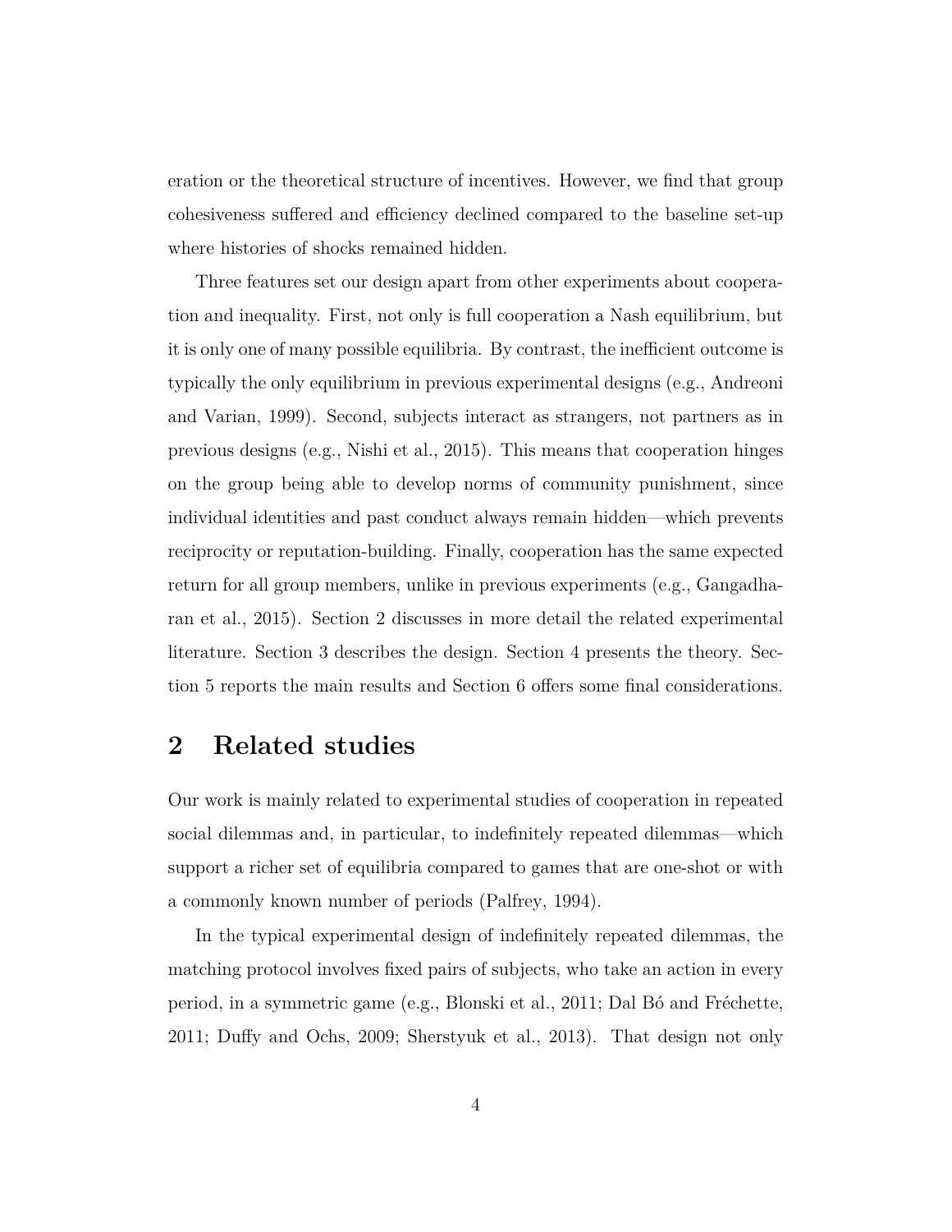eration or the theoretical structure of incentives. However, we find that group cohesiveness suffered and efficiency declined compared to the baseline set-up where histories of shocks remained hidden.

Three features set our design apart from other experiments about cooperation and inequality. First, not only is full cooperation a Nash equilibrium, but it is only one of many possible equilibria. By contrast, the inefficient outcome is typically the only equilibrium in previous experimental designs (e.g., Andreoni and Varian, 1999). Second, subjects interact as strangers, not partners as in previous designs (e.g., Nishi et al., 2015). This means that cooperation hinges on the group being able to develop norms of community punishment, since individual identities and past conduct always remain hidden—which prevents reciprocity or reputation-building. Finally, cooperation has the same expected return for all group members, unlike in previous experiments (e.g., Gangadharan et al., 2015). Section 2 discusses in more detail the related experimental literature. Section 3 describes the design. Section 4 presents the theory. Section 5 reports the main results and Section 6 offers some final considerations.

## 2 Related studies

Our work is mainly related to experimental studies of cooperation in repeated social dilemmas and, in particular, to indefinitely repeated dilemmas—which support a richer set of equilibria compared to games that are one-shot or with a commonly known number of periods (Palfrey, 1994).

In the typical experimental design of indefinitely repeated dilemmas, the matching protocol involves fixed pairs of subjects, who take an action in every period, in a symmetric game (e.g., Blonski et al., 2011; Dal Bó and Fréchette, 2011; Duffy and Ochs, 2009; Sherstyuk et al., 2013). That design not only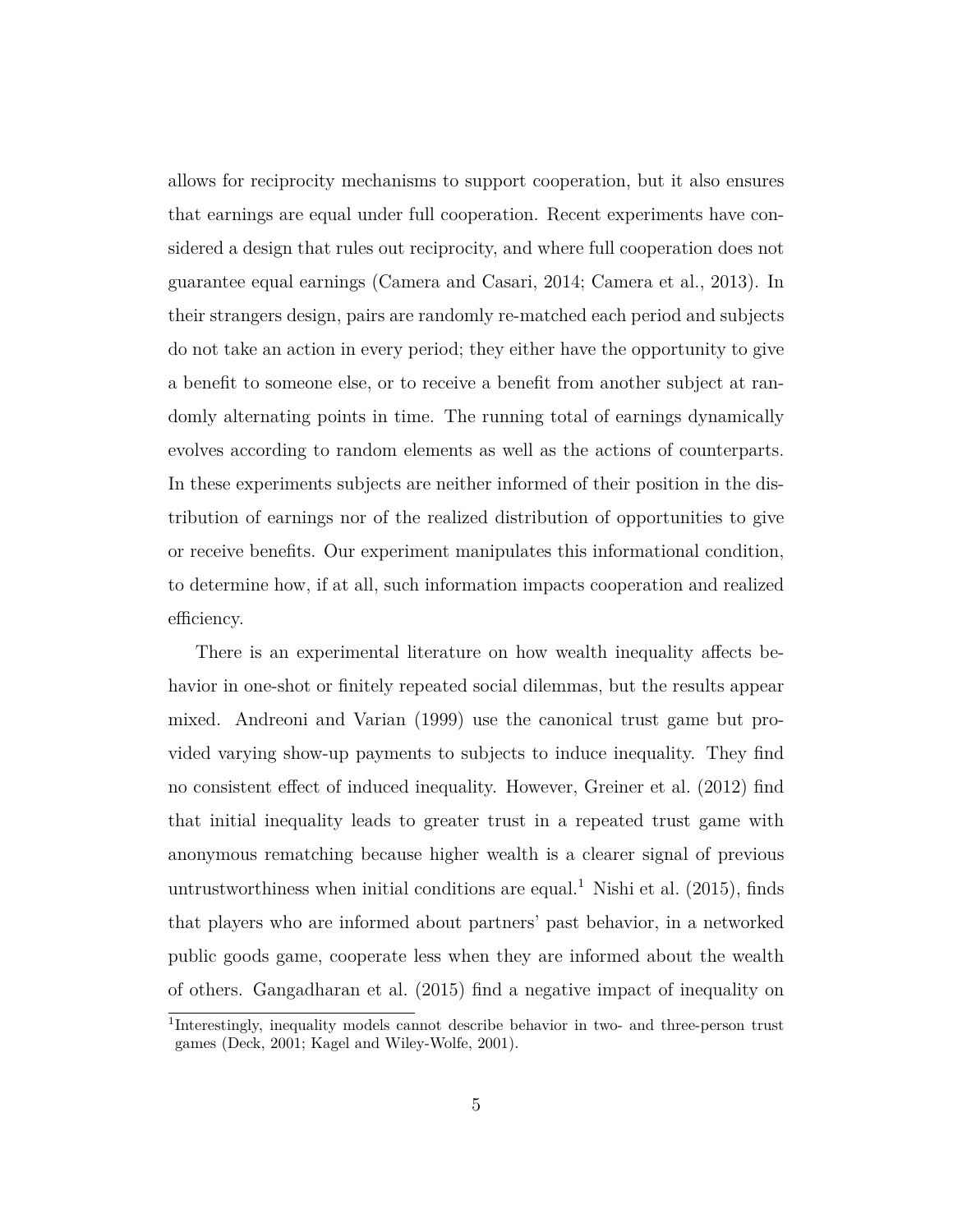allows for reciprocity mechanisms to support cooperation, but it also ensures that earnings are equal under full cooperation. Recent experiments have considered a design that rules out reciprocity, and where full cooperation does not guarantee equal earnings (Camera and Casari, 2014; Camera et al., 2013). In their strangers design, pairs are randomly re-matched each period and subjects do not take an action in every period; they either have the opportunity to give a benefit to someone else, or to receive a benefit from another subject at randomly alternating points in time. The running total of earnings dynamically evolves according to random elements as well as the actions of counterparts. In these experiments subjects are neither informed of their position in the distribution of earnings nor of the realized distribution of opportunities to give or receive benefits. Our experiment manipulates this informational condition, to determine how, if at all, such information impacts cooperation and realized efficiency.

There is an experimental literature on how wealth inequality affects behavior in one-shot or finitely repeated social dilemmas, but the results appear mixed. Andreoni and Varian (1999) use the canonical trust game but provided varying show-up payments to subjects to induce inequality. They find no consistent effect of induced inequality. However, Greiner et al. (2012) find that initial inequality leads to greater trust in a repeated trust game with anonymous rematching because higher wealth is a clearer signal of previous untrustworthiness when initial conditions are equal.[1] Nishi et al. (2015), finds that players who are informed about partners' past behavior, in a networked public goods game, cooperate less when they are informed about the wealth of others. Gangadharan et al. (2015) find a negative impact of inequality on

[1] Interestingly, inequality models cannot describe behavior in two- and three-person trust games (Deck, 2001; Kagel and Wiley-Wolfe, 2001).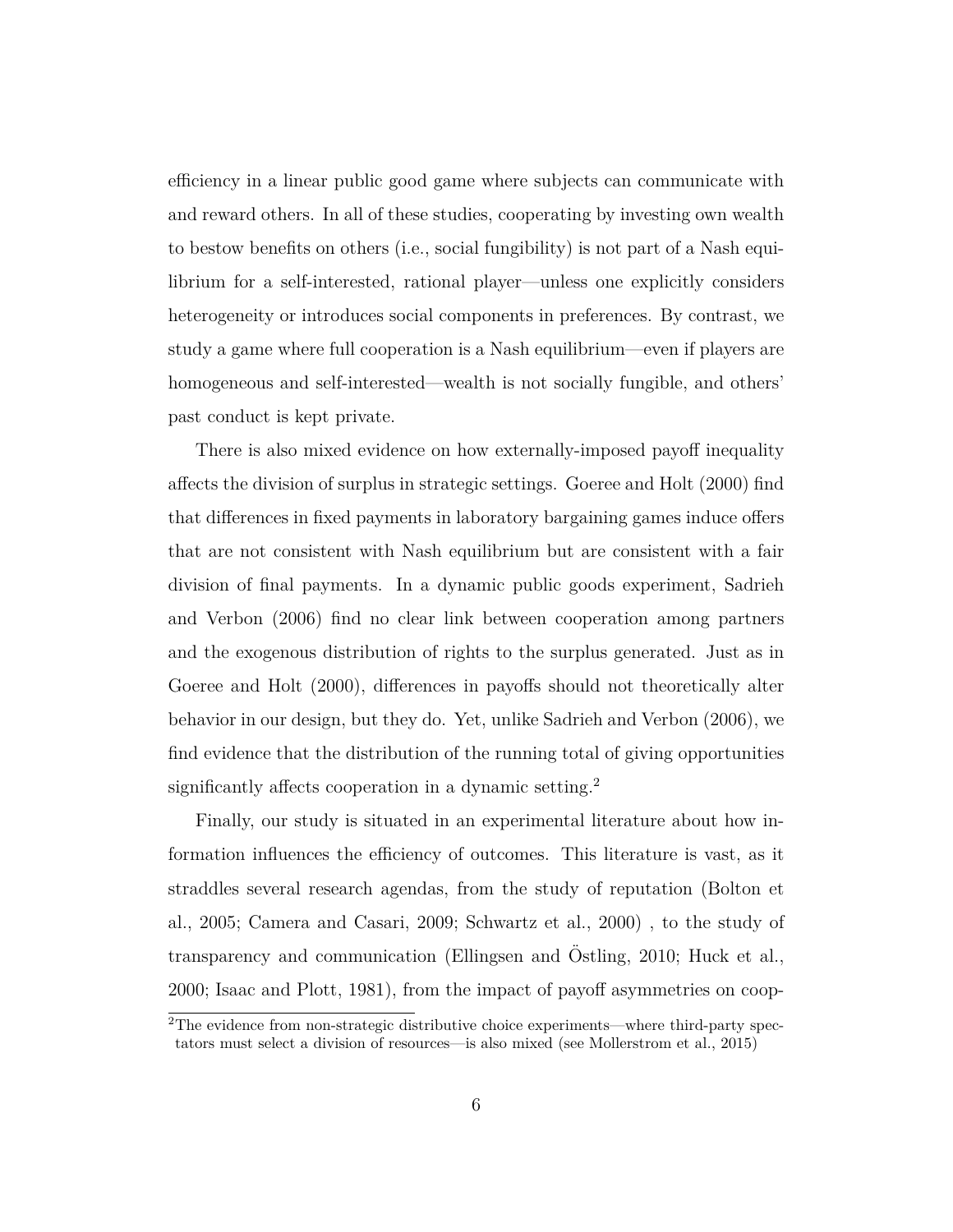efficiency in a linear public good game where subjects can communicate with and reward others. In all of these studies, cooperating by investing own wealth to bestow benefits on others (i.e., social fungibility) is not part of a Nash equilibrium for a self-interested, rational player—unless one explicitly considers heterogeneity or introduces social components in preferences. By contrast, we study a game where full cooperation is a Nash equilibrium—even if players are homogeneous and self-interested—wealth is not socially fungible, and others' past conduct is kept private.

There is also mixed evidence on how externally-imposed payoff inequality affects the division of surplus in strategic settings. Goeree and Holt (2000) find that differences in fixed payments in laboratory bargaining games induce offers that are not consistent with Nash equilibrium but are consistent with a fair division of final payments. In a dynamic public goods experiment, Sadrieh and Verbon (2006) find no clear link between cooperation among partners and the exogenous distribution of rights to the surplus generated. Just as in Goeree and Holt (2000), differences in payoffs should not theoretically alter behavior in our design, but they do. Yet, unlike Sadrieh and Verbon (2006), we find evidence that the distribution of the running total of giving opportunities significantly affects cooperation in a dynamic setting.[2]

Finally, our study is situated in an experimental literature about how information influences the efficiency of outcomes. This literature is vast, as it straddles several research agendas, from the study of reputation (Bolton et al., 2005; Camera and Casari, 2009; Schwartz et al., 2000) , to the study of transparency and communication (Ellingsen and Östling, 2010; Huck et al., 2000; Isaac and Plott, 1981), from the impact of payoff asymmetries on coop-

[2] The evidence from non-strategic distributive choice experiments—where third-party spectators must select a division of resources—is also mixed (see Mollerstrom et al., 2015)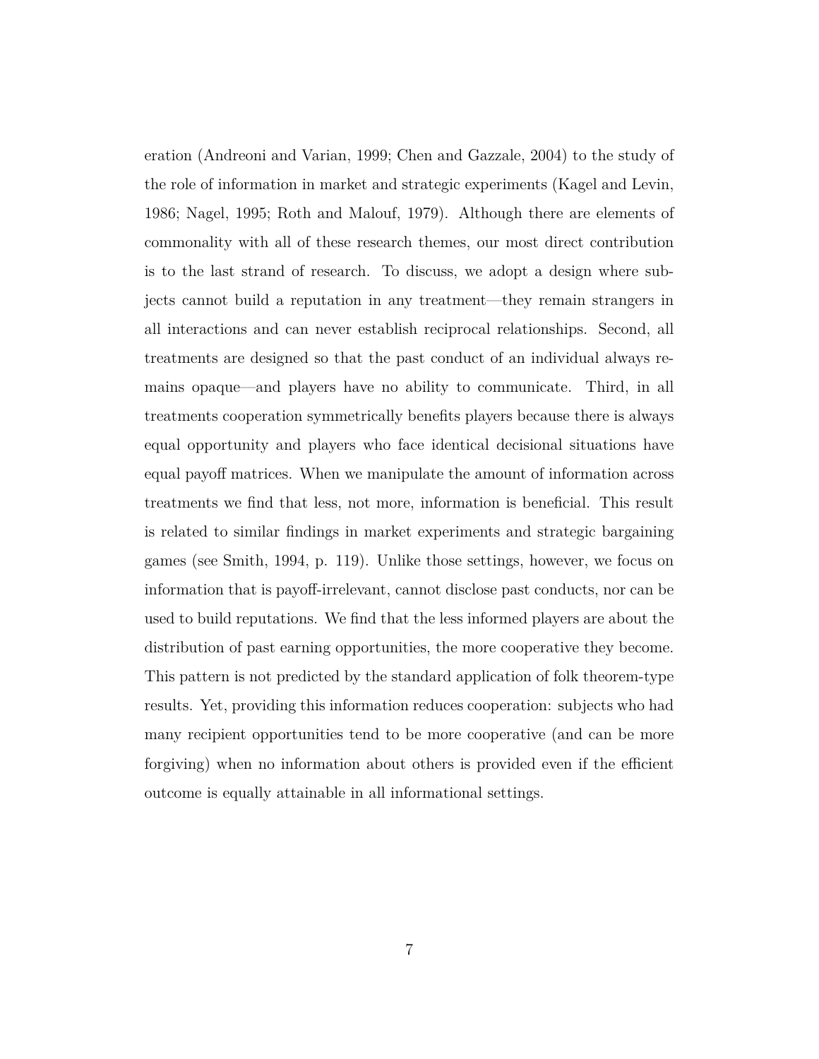eration (Andreoni and Varian, 1999; Chen and Gazzale, 2004) to the study of the role of information in market and strategic experiments (Kagel and Levin, 1986; Nagel, 1995; Roth and Malouf, 1979). Although there are elements of commonality with all of these research themes, our most direct contribution is to the last strand of research. To discuss, we adopt a design where subjects cannot build a reputation in any treatment—they remain strangers in all interactions and can never establish reciprocal relationships. Second, all treatments are designed so that the past conduct of an individual always remains opaque—and players have no ability to communicate. Third, in all treatments cooperation symmetrically benefits players because there is always equal opportunity and players who face identical decisional situations have equal payoff matrices. When we manipulate the amount of information across treatments we find that less, not more, information is beneficial. This result is related to similar findings in market experiments and strategic bargaining games (see Smith, 1994, p. 119). Unlike those settings, however, we focus on information that is payoff-irrelevant, cannot disclose past conducts, nor can be used to build reputations. We find that the less informed players are about the distribution of past earning opportunities, the more cooperative they become. This pattern is not predicted by the standard application of folk theorem-type results. Yet, providing this information reduces cooperation: subjects who had many recipient opportunities tend to be more cooperative (and can be more forgiving) when no information about others is provided even if the efficient outcome is equally attainable in all informational settings.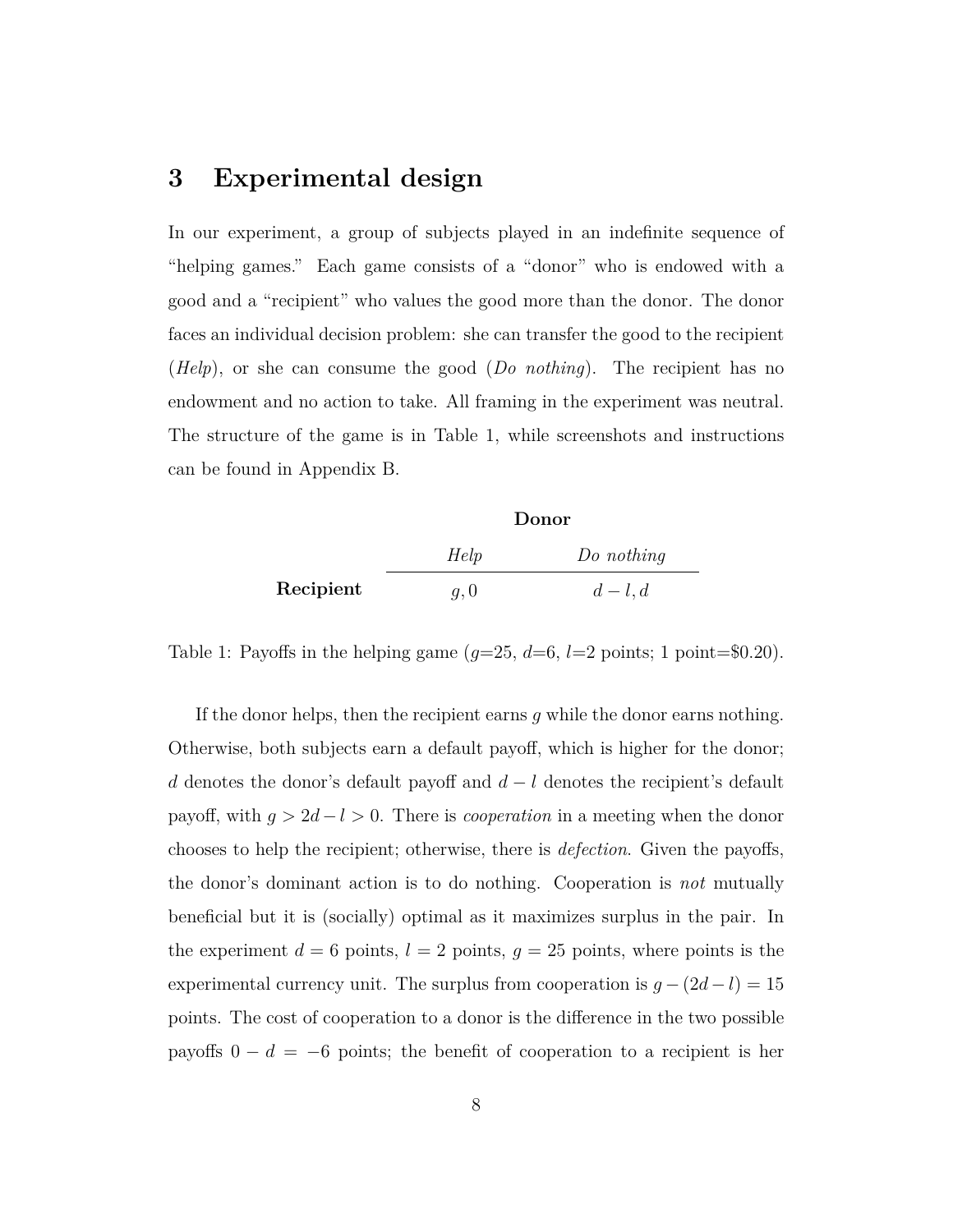## 3 Experimental design

In our experiment, a group of subjects played in an indefinite sequence of "helping games." Each game consists of a "donor" who is endowed with a good and a "recipient" who values the good more than the donor. The donor faces an individual decision problem: she can transfer the good to the recipient (*Help*), or she can consume the good (*Do nothing*). The recipient has no endowment and no action to take. All framing in the experiment was neutral. The structure of the game is in Table 1, while screenshots and instructions can be found in Appendix B.

| | **Donor** | |
|---|---|---|
| | *Help* | *Do nothing* |
| **Recipient** | $g, 0$ | $d-l, d$ |

Table 1: Payoffs in the helping game ($g$=25, $d$=6, $l$=2 points; 1 point=\$0.20).

If the donor helps, then the recipient earns $g$ while the donor earns nothing. Otherwise, both subjects earn a default payoff, which is higher for the donor; $d$ denotes the donor's default payoff and $d-l$ denotes the recipient's default payoff, with $g > 2d-l > 0$. There is *cooperation* in a meeting when the donor chooses to help the recipient; otherwise, there is *defection*. Given the payoffs, the donor's dominant action is to do nothing. Cooperation is *not* mutually beneficial but it is (socially) optimal as it maximizes surplus in the pair. In the experiment $d = 6$ points, $l = 2$ points, $g = 25$ points, where points is the experimental currency unit. The surplus from cooperation is $g-(2d-l) = 15$ points. The cost of cooperation to a donor is the difference in the two possible payoffs $0 - d = -6$ points; the benefit of cooperation to a recipient is her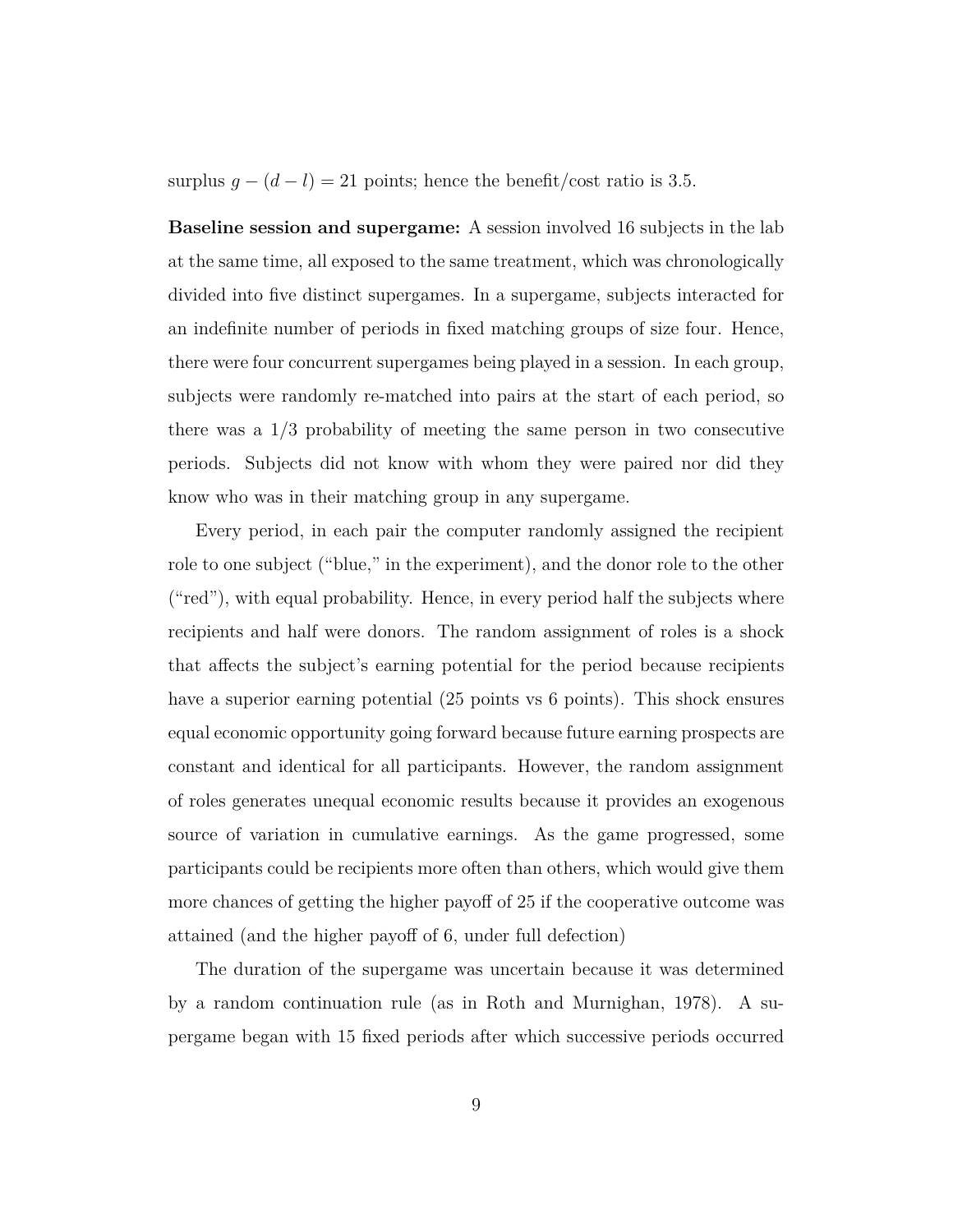surplus $g - (d - l) = 21$ points; hence the benefit/cost ratio is 3.5.

**Baseline session and supergame:** A session involved 16 subjects in the lab at the same time, all exposed to the same treatment, which was chronologically divided into five distinct supergames. In a supergame, subjects interacted for an indefinite number of periods in fixed matching groups of size four. Hence, there were four concurrent supergames being played in a session. In each group, subjects were randomly re-matched into pairs at the start of each period, so there was a 1/3 probability of meeting the same person in two consecutive periods. Subjects did not know with whom they were paired nor did they know who was in their matching group in any supergame.

Every period, in each pair the computer randomly assigned the recipient role to one subject ("blue," in the experiment), and the donor role to the other ("red"), with equal probability. Hence, in every period half the subjects where recipients and half were donors. The random assignment of roles is a shock that affects the subject's earning potential for the period because recipients have a superior earning potential (25 points vs 6 points). This shock ensures equal economic opportunity going forward because future earning prospects are constant and identical for all participants. However, the random assignment of roles generates unequal economic results because it provides an exogenous source of variation in cumulative earnings. As the game progressed, some participants could be recipients more often than others, which would give them more chances of getting the higher payoff of 25 if the cooperative outcome was attained (and the higher payoff of 6, under full defection)

The duration of the supergame was uncertain because it was determined by a random continuation rule (as in Roth and Murnighan, 1978). A supergame began with 15 fixed periods after which successive periods occurred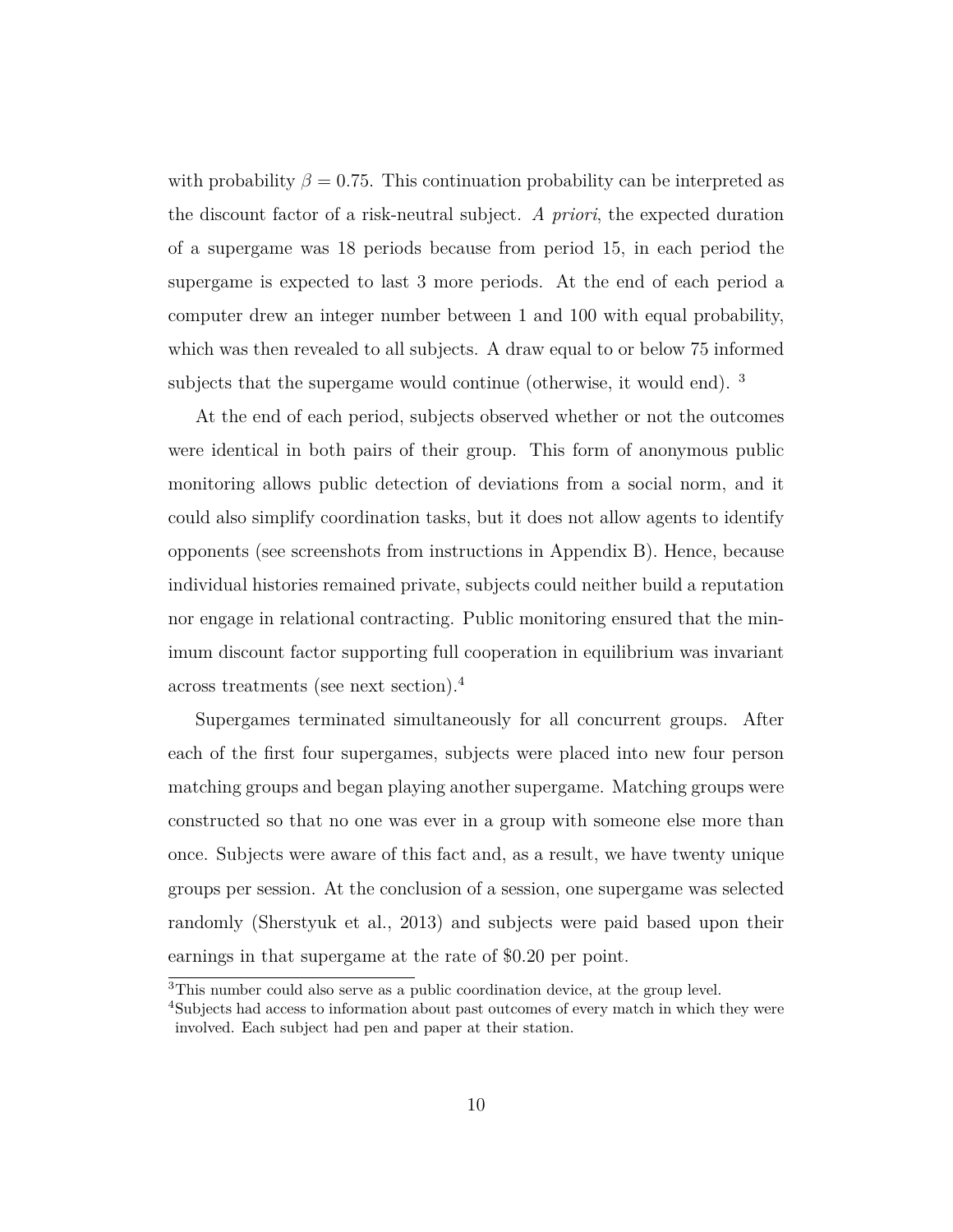with probability $\beta = 0.75$. This continuation probability can be interpreted as the discount factor of a risk-neutral subject. *A priori*, the expected duration of a supergame was 18 periods because from period 15, in each period the supergame is expected to last 3 more periods. At the end of each period a computer drew an integer number between 1 and 100 with equal probability, which was then revealed to all subjects. A draw equal to or below 75 informed subjects that the supergame would continue (otherwise, it would end). [3]

At the end of each period, subjects observed whether or not the outcomes were identical in both pairs of their group. This form of anonymous public monitoring allows public detection of deviations from a social norm, and it could also simplify coordination tasks, but it does not allow agents to identify opponents (see screenshots from instructions in Appendix B). Hence, because individual histories remained private, subjects could neither build a reputation nor engage in relational contracting. Public monitoring ensured that the minimum discount factor supporting full cooperation in equilibrium was invariant across treatments (see next section).[4]

Supergames terminated simultaneously for all concurrent groups. After each of the first four supergames, subjects were placed into new four person matching groups and began playing another supergame. Matching groups were constructed so that no one was ever in a group with someone else more than once. Subjects were aware of this fact and, as a result, we have twenty unique groups per session. At the conclusion of a session, one supergame was selected randomly (Sherstyuk et al., 2013) and subjects were paid based upon their earnings in that supergame at the rate of \$0.20 per point.

[3] This number could also serve as a public coordination device, at the group level.

[4] Subjects had access to information about past outcomes of every match in which they were involved. Each subject had pen and paper at their station.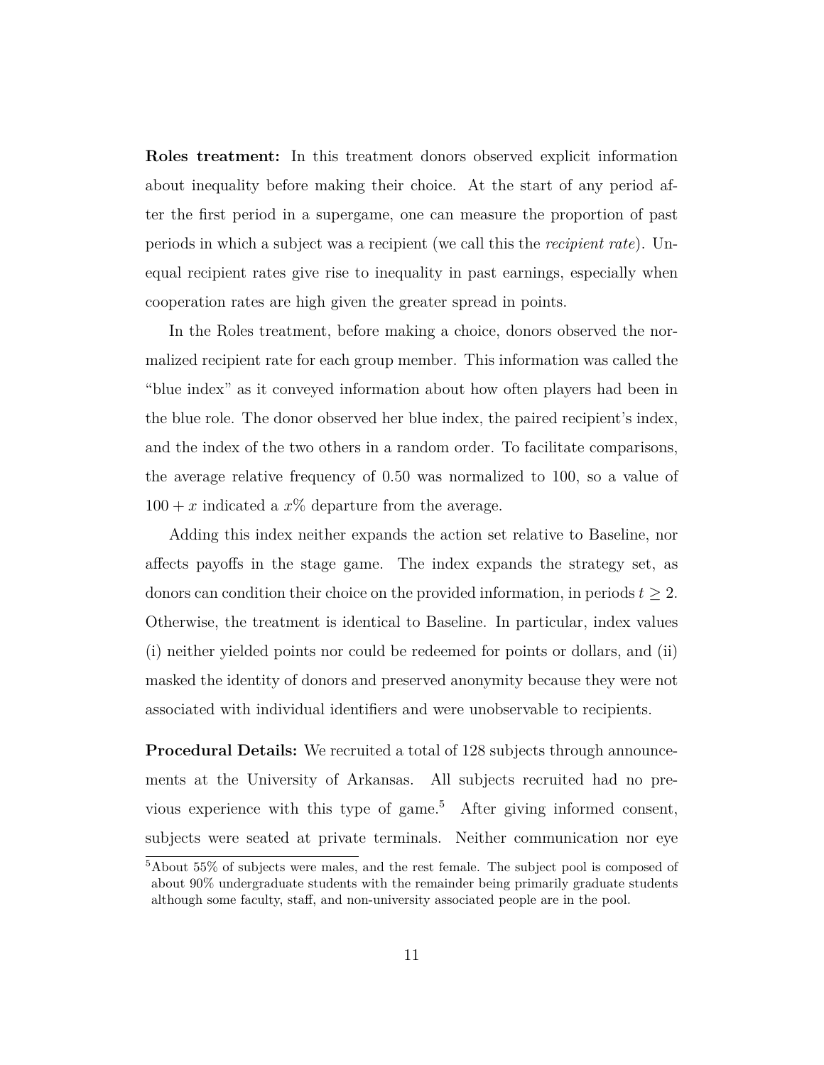**Roles treatment:** In this treatment donors observed explicit information about inequality before making their choice. At the start of any period after the first period in a supergame, one can measure the proportion of past periods in which a subject was a recipient (we call this the *recipient rate*). Unequal recipient rates give rise to inequality in past earnings, especially when cooperation rates are high given the greater spread in points.

In the Roles treatment, before making a choice, donors observed the normalized recipient rate for each group member. This information was called the "blue index" as it conveyed information about how often players had been in the blue role. The donor observed her blue index, the paired recipient's index, and the index of the two others in a random order. To facilitate comparisons, the average relative frequency of 0.50 was normalized to 100, so a value of $100 + x$ indicated a $x\%$ departure from the average.

Adding this index neither expands the action set relative to Baseline, nor affects payoffs in the stage game. The index expands the strategy set, as donors can condition their choice on the provided information, in periods $t \geq 2$. Otherwise, the treatment is identical to Baseline. In particular, index values (i) neither yielded points nor could be redeemed for points or dollars, and (ii) masked the identity of donors and preserved anonymity because they were not associated with individual identifiers and were unobservable to recipients.

**Procedural Details:** We recruited a total of 128 subjects through announcements at the University of Arkansas. All subjects recruited had no previous experience with this type of game.[5] After giving informed consent, subjects were seated at private terminals. Neither communication nor eye

[5] About 55% of subjects were males, and the rest female. The subject pool is composed of about 90% undergraduate students with the remainder being primarily graduate students although some faculty, staff, and non-university associated people are in the pool.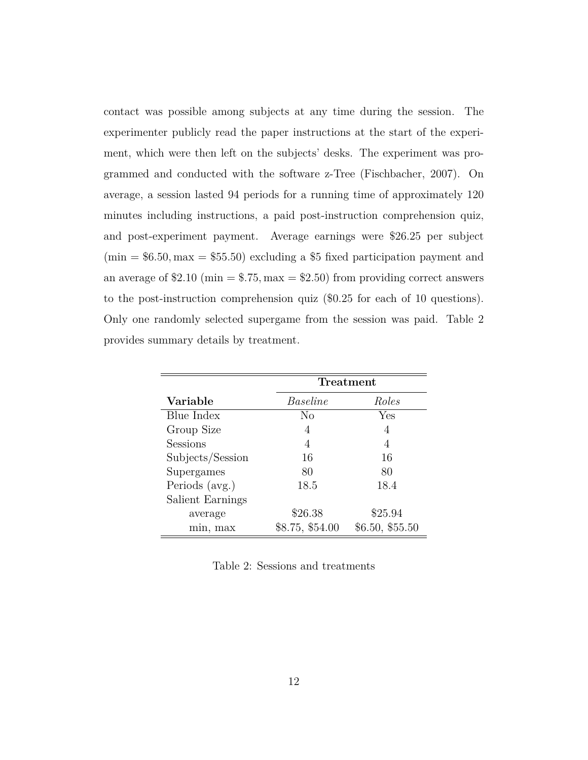contact was possible among subjects at any time during the session. The experimenter publicly read the paper instructions at the start of the experiment, which were then left on the subjects' desks. The experiment was programmed and conducted with the software z-Tree (Fischbacher, 2007). On average, a session lasted 94 periods for a running time of approximately 120 minutes including instructions, a paid post-instruction comprehension quiz, and post-experiment payment. Average earnings were \$26.25 per subject ($\text{min} = \$6.50, \text{max} = \$55.50$) excluding a \$5 fixed participation payment and an average of \$2.10 ($\text{min} = \$.75, \text{max} = \$2.50$) from providing correct answers to the post-instruction comprehension quiz (\$0.25 for each of 10 questions). Only one randomly selected supergame from the session was paid. Table 2 provides summary details by treatment.

| | **Treatment** | |
|---|---|---|
| **Variable** | *Baseline* | *Roles* |
| Blue Index | No | Yes |
| Group Size | 4 | 4 |
| Sessions | 4 | 4 |
| Subjects/Session | 16 | 16 |
| Supergames | 80 | 80 |
| Periods (avg.) | 18.5 | 18.4 |
| Salient Earnings | | |
| average | \$26.38 | \$25.94 |
| min, max | \$8.75, \$54.00 | \$6.50, \$55.50 |

Table 2: Sessions and treatments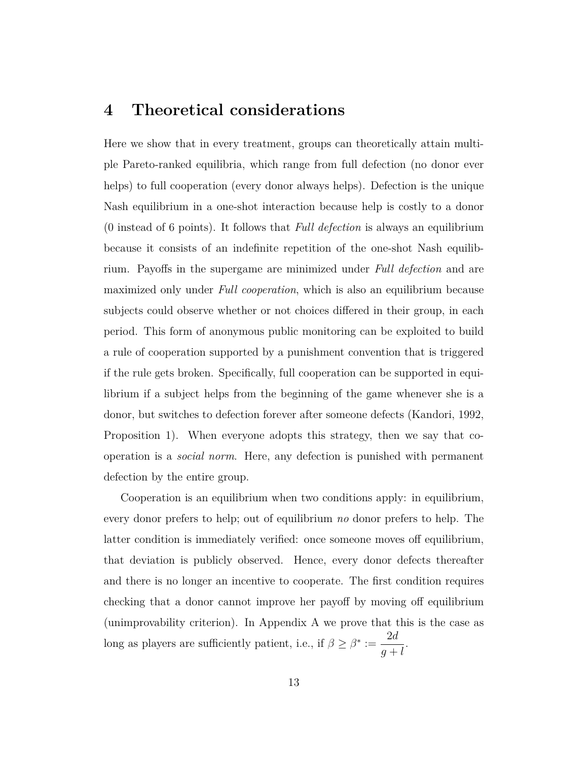# 4 Theoretical considerations

Here we show that in every treatment, groups can theoretically attain multiple Pareto-ranked equilibria, which range from full defection (no donor ever helps) to full cooperation (every donor always helps). Defection is the unique Nash equilibrium in a one-shot interaction because help is costly to a donor (0 instead of 6 points). It follows that *Full defection* is always an equilibrium because it consists of an indefinite repetition of the one-shot Nash equilibrium. Payoffs in the supergame are minimized under *Full defection* and are maximized only under *Full cooperation*, which is also an equilibrium because subjects could observe whether or not choices differed in their group, in each period. This form of anonymous public monitoring can be exploited to build a rule of cooperation supported by a punishment convention that is triggered if the rule gets broken. Specifically, full cooperation can be supported in equilibrium if a subject helps from the beginning of the game whenever she is a donor, but switches to defection forever after someone defects (Kandori, 1992, Proposition 1). When everyone adopts this strategy, then we say that cooperation is a *social norm*. Here, any defection is punished with permanent defection by the entire group.

Cooperation is an equilibrium when two conditions apply: in equilibrium, every donor prefers to help; out of equilibrium *no* donor prefers to help. The latter condition is immediately verified: once someone moves off equilibrium, that deviation is publicly observed. Hence, every donor defects thereafter and there is no longer an incentive to cooperate. The first condition requires checking that a donor cannot improve her payoff by moving off equilibrium (unimprovability criterion). In Appendix A we prove that this is the case as long as players are sufficiently patient, i.e., if $\beta \geq \beta^* := \dfrac{2d}{g+l}$.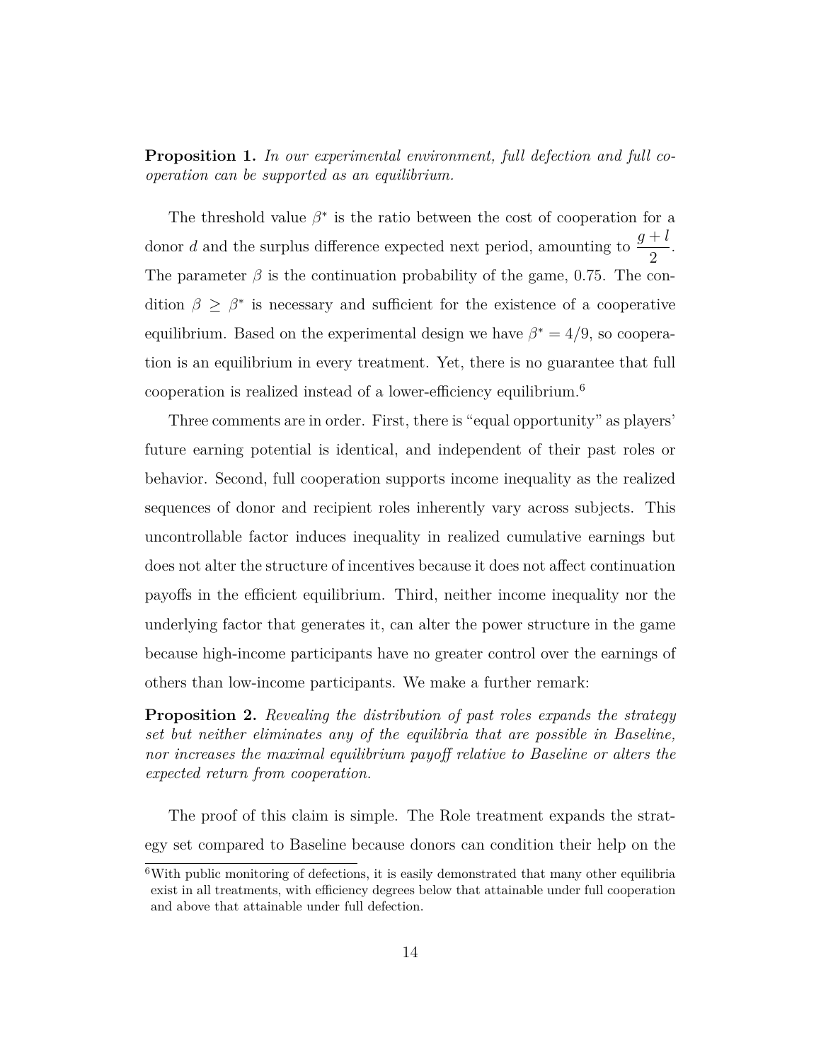**Proposition 1.** *In our experimental environment, full defection and full cooperation can be supported as an equilibrium.*

The threshold value $\beta^*$ is the ratio between the cost of cooperation for a donor $d$ and the surplus difference expected next period, amounting to $\frac{g+l}{2}$. The parameter $\beta$ is the continuation probability of the game, 0.75. The condition $\beta \geq \beta^*$ is necessary and sufficient for the existence of a cooperative equilibrium. Based on the experimental design we have $\beta^* = 4/9$, so cooperation is an equilibrium in every treatment. Yet, there is no guarantee that full cooperation is realized instead of a lower-efficiency equilibrium.[6]

Three comments are in order. First, there is "equal opportunity" as players' future earning potential is identical, and independent of their past roles or behavior. Second, full cooperation supports income inequality as the realized sequences of donor and recipient roles inherently vary across subjects. This uncontrollable factor induces inequality in realized cumulative earnings but does not alter the structure of incentives because it does not affect continuation payoffs in the efficient equilibrium. Third, neither income inequality nor the underlying factor that generates it, can alter the power structure in the game because high-income participants have no greater control over the earnings of others than low-income participants. We make a further remark:

**Proposition 2.** *Revealing the distribution of past roles expands the strategy set but neither eliminates any of the equilibria that are possible in Baseline, nor increases the maximal equilibrium payoff relative to Baseline or alters the expected return from cooperation.*

The proof of this claim is simple. The Role treatment expands the strategy set compared to Baseline because donors can condition their help on the

[6] With public monitoring of defections, it is easily demonstrated that many other equilibria exist in all treatments, with efficiency degrees below that attainable under full cooperation and above that attainable under full defection.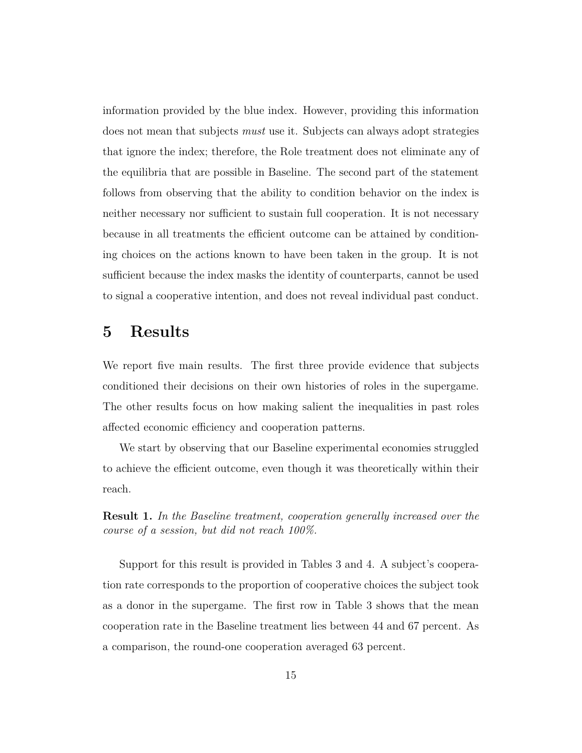information provided by the blue index. However, providing this information does not mean that subjects *must* use it. Subjects can always adopt strategies that ignore the index; therefore, the Role treatment does not eliminate any of the equilibria that are possible in Baseline. The second part of the statement follows from observing that the ability to condition behavior on the index is neither necessary nor sufficient to sustain full cooperation. It is not necessary because in all treatments the efficient outcome can be attained by conditioning choices on the actions known to have been taken in the group. It is not sufficient because the index masks the identity of counterparts, cannot be used to signal a cooperative intention, and does not reveal individual past conduct.

# 5 Results

We report five main results. The first three provide evidence that subjects conditioned their decisions on their own histories of roles in the supergame. The other results focus on how making salient the inequalities in past roles affected economic efficiency and cooperation patterns.

We start by observing that our Baseline experimental economies struggled to achieve the efficient outcome, even though it was theoretically within their reach.

**Result 1.** *In the Baseline treatment, cooperation generally increased over the course of a session, but did not reach 100%.*

Support for this result is provided in Tables 3 and 4. A subject's cooperation rate corresponds to the proportion of cooperative choices the subject took as a donor in the supergame. The first row in Table 3 shows that the mean cooperation rate in the Baseline treatment lies between 44 and 67 percent. As a comparison, the round-one cooperation averaged 63 percent.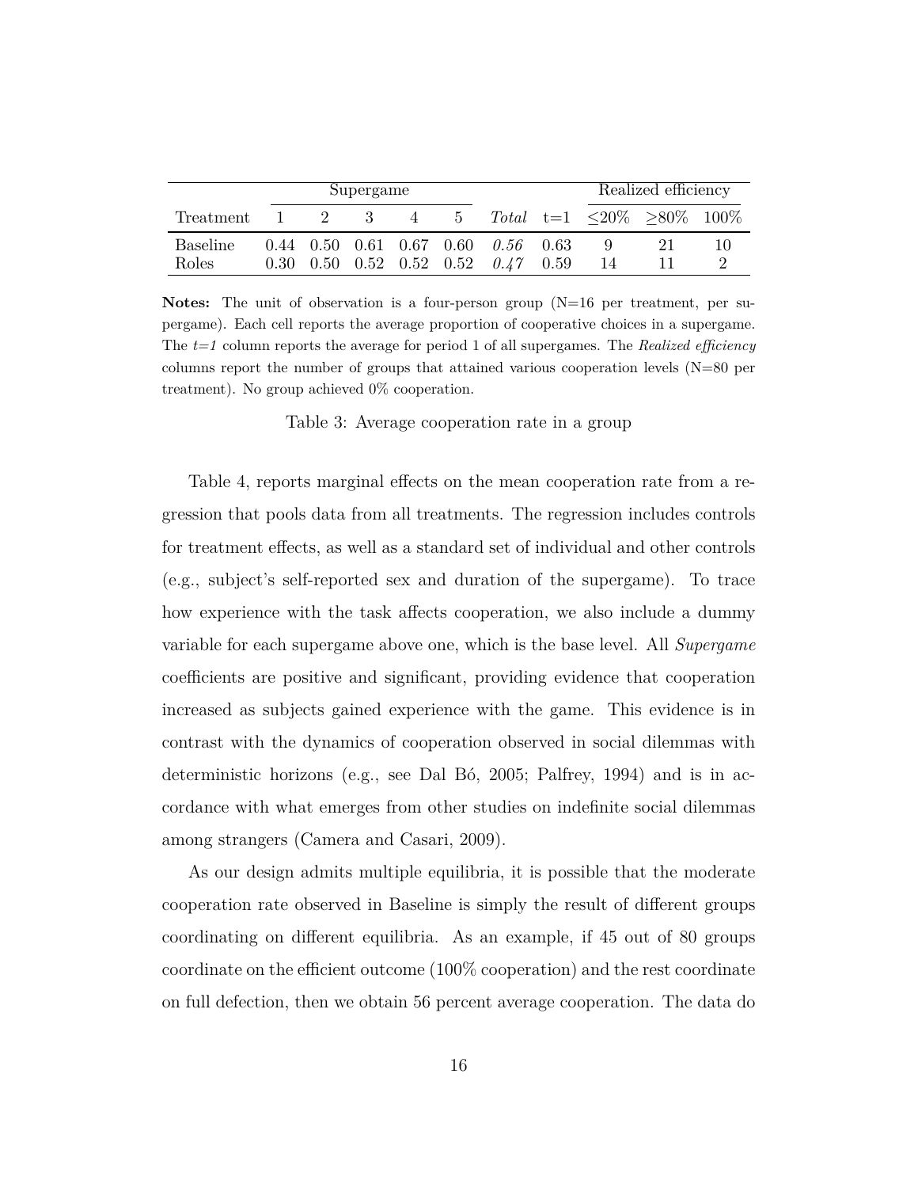| Treatment | Supergame 1 | 2 | 3 | 4 | 5 | *Total* | t=1 | Realized efficiency ≤20% | ≥80% | 100% |
|---|---|---|---|---|---|---|---|---|---|---|
| Baseline | 0.44 | 0.50 | 0.61 | 0.67 | 0.60 | *0.56* | 0.63 | 9 | 21 | 10 |
| Roles | 0.30 | 0.50 | 0.52 | 0.52 | 0.52 | *0.47* | 0.59 | 14 | 11 | 2 |

**Notes:** The unit of observation is a four-person group (N=16 per treatment, per supergame). Each cell reports the average proportion of cooperative choices in a supergame. The *t=1* column reports the average for period 1 of all supergames. The *Realized efficiency* columns report the number of groups that attained various cooperation levels (N=80 per treatment). No group achieved 0% cooperation.

Table 3: Average cooperation rate in a group

Table 4, reports marginal effects on the mean cooperation rate from a regression that pools data from all treatments. The regression includes controls for treatment effects, as well as a standard set of individual and other controls (e.g., subject's self-reported sex and duration of the supergame). To trace how experience with the task affects cooperation, we also include a dummy variable for each supergame above one, which is the base level. All *Supergame* coefficients are positive and significant, providing evidence that cooperation increased as subjects gained experience with the game. This evidence is in contrast with the dynamics of cooperation observed in social dilemmas with deterministic horizons (e.g., see Dal Bó, 2005; Palfrey, 1994) and is in accordance with what emerges from other studies on indefinite social dilemmas among strangers (Camera and Casari, 2009).

As our design admits multiple equilibria, it is possible that the moderate cooperation rate observed in Baseline is simply the result of different groups coordinating on different equilibria. As an example, if 45 out of 80 groups coordinate on the efficient outcome (100% cooperation) and the rest coordinate on full defection, then we obtain 56 percent average cooperation. The data do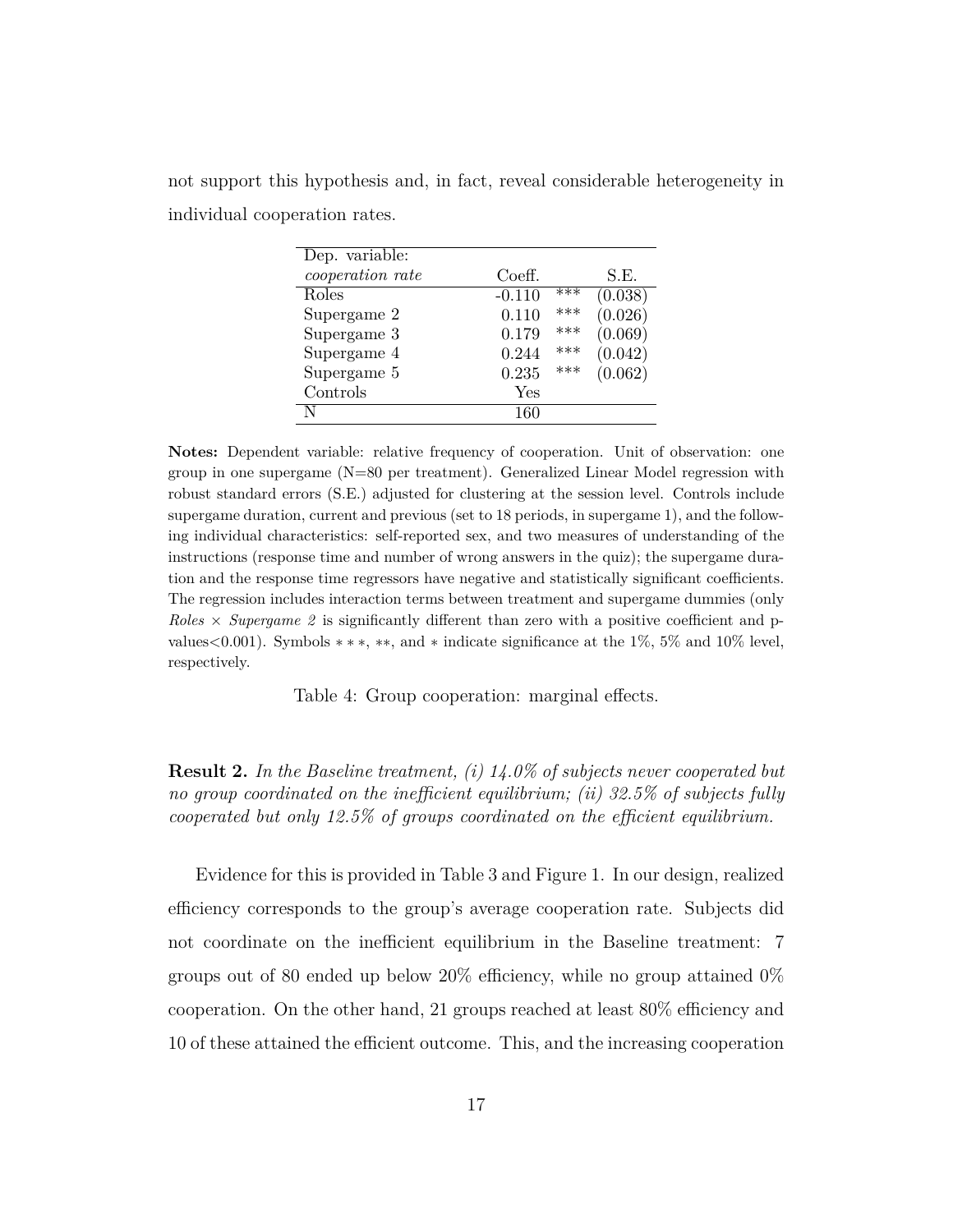not support this hypothesis and, in fact, reveal considerable heterogeneity in individual cooperation rates.

| Dep. variable: *cooperation rate* | Coeff. | | S.E. |
|---|---|---|---|
| Roles | -0.110 | *** | (0.038) |
| Supergame 2 | 0.110 | *** | (0.026) |
| Supergame 3 | 0.179 | *** | (0.069) |
| Supergame 4 | 0.244 | *** | (0.042) |
| Supergame 5 | 0.235 | *** | (0.062) |
| Controls | Yes | | |
| N | 160 | | |

**Notes:** Dependent variable: relative frequency of cooperation. Unit of observation: one group in one supergame (N=80 per treatment). Generalized Linear Model regression with robust standard errors (S.E.) adjusted for clustering at the session level. Controls include supergame duration, current and previous (set to 18 periods, in supergame 1), and the following individual characteristics: self-reported sex, and two measures of understanding of the instructions (response time and number of wrong answers in the quiz); the supergame duration and the response time regressors have negative and statistically significant coefficients. The regression includes interaction terms between treatment and supergame dummies (only *Roles* × *Supergame 2* is significantly different than zero with a positive coefficient and p-values<0.001). Symbols ∗∗∗, ∗∗, and ∗ indicate significance at the 1%, 5% and 10% level, respectively.

Table 4: Group cooperation: marginal effects.

**Result 2.** *In the Baseline treatment, (i) 14.0% of subjects never cooperated but no group coordinated on the inefficient equilibrium; (ii) 32.5% of subjects fully cooperated but only 12.5% of groups coordinated on the efficient equilibrium.*

Evidence for this is provided in Table 3 and Figure 1. In our design, realized efficiency corresponds to the group's average cooperation rate. Subjects did not coordinate on the inefficient equilibrium in the Baseline treatment: 7 groups out of 80 ended up below 20% efficiency, while no group attained 0% cooperation. On the other hand, 21 groups reached at least 80% efficiency and 10 of these attained the efficient outcome. This, and the increasing cooperation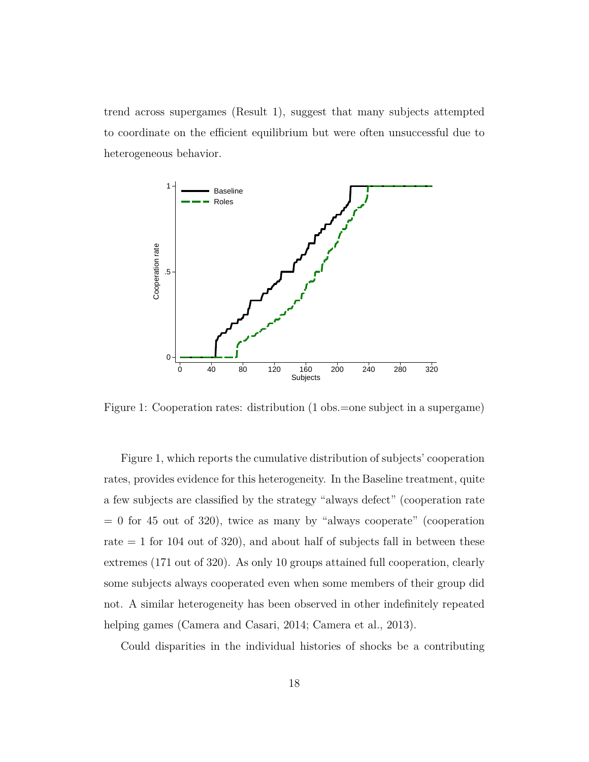trend across supergames (Result 1), suggest that many subjects attempted to coordinate on the efficient equilibrium but were often unsuccessful due to heterogeneous behavior.

Figure 1: Cooperation rates: distribution (1 obs.=one subject in a supergame)

Figure 1, which reports the cumulative distribution of subjects' cooperation rates, provides evidence for this heterogeneity. In the Baseline treatment, quite a few subjects are classified by the strategy "always defect" (cooperation rate = 0 for 45 out of 320), twice as many by "always cooperate" (cooperation rate = 1 for 104 out of 320), and about half of subjects fall in between these extremes (171 out of 320). As only 10 groups attained full cooperation, clearly some subjects always cooperated even when some members of their group did not. A similar heterogeneity has been observed in other indefinitely repeated helping games (Camera and Casari, 2014; Camera et al., 2013).

Could disparities in the individual histories of shocks be a contributing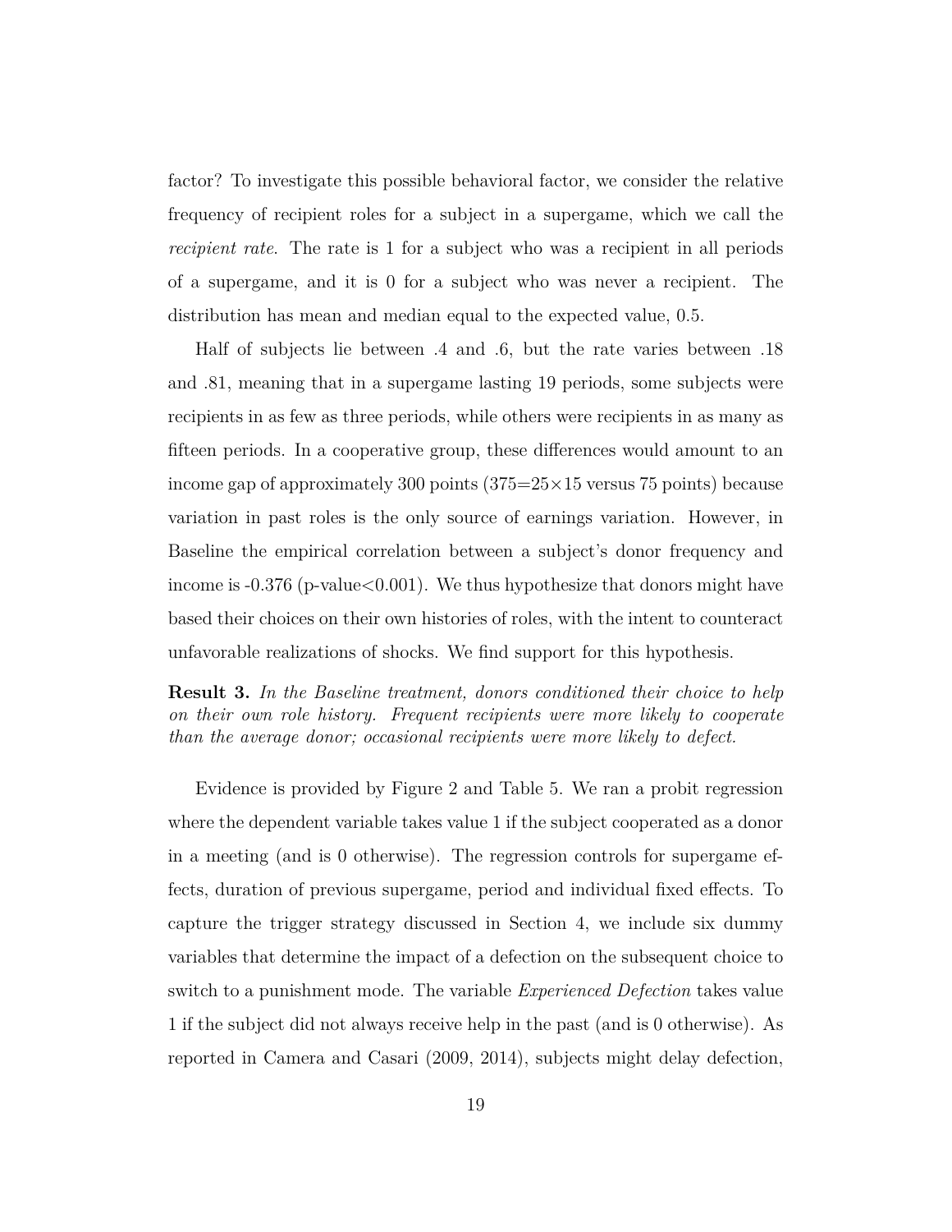factor? To investigate this possible behavioral factor, we consider the relative frequency of recipient roles for a subject in a supergame, which we call the *recipient rate*. The rate is 1 for a subject who was a recipient in all periods of a supergame, and it is 0 for a subject who was never a recipient. The distribution has mean and median equal to the expected value, 0.5.

Half of subjects lie between .4 and .6, but the rate varies between .18 and .81, meaning that in a supergame lasting 19 periods, some subjects were recipients in as few as three periods, while others were recipients in as many as fifteen periods. In a cooperative group, these differences would amount to an income gap of approximately 300 points ($375=25\times15$ versus 75 points) because variation in past roles is the only source of earnings variation. However, in Baseline the empirical correlation between a subject's donor frequency and income is -0.376 (p-value$<0.001$). We thus hypothesize that donors might have based their choices on their own histories of roles, with the intent to counteract unfavorable realizations of shocks. We find support for this hypothesis.

**Result 3.** *In the Baseline treatment, donors conditioned their choice to help on their own role history. Frequent recipients were more likely to cooperate than the average donor; occasional recipients were more likely to defect.*

Evidence is provided by Figure 2 and Table 5. We ran a probit regression where the dependent variable takes value 1 if the subject cooperated as a donor in a meeting (and is 0 otherwise). The regression controls for supergame effects, duration of previous supergame, period and individual fixed effects. To capture the trigger strategy discussed in Section 4, we include six dummy variables that determine the impact of a defection on the subsequent choice to switch to a punishment mode. The variable *Experienced Defection* takes value 1 if the subject did not always receive help in the past (and is 0 otherwise). As reported in Camera and Casari (2009, 2014), subjects might delay defection,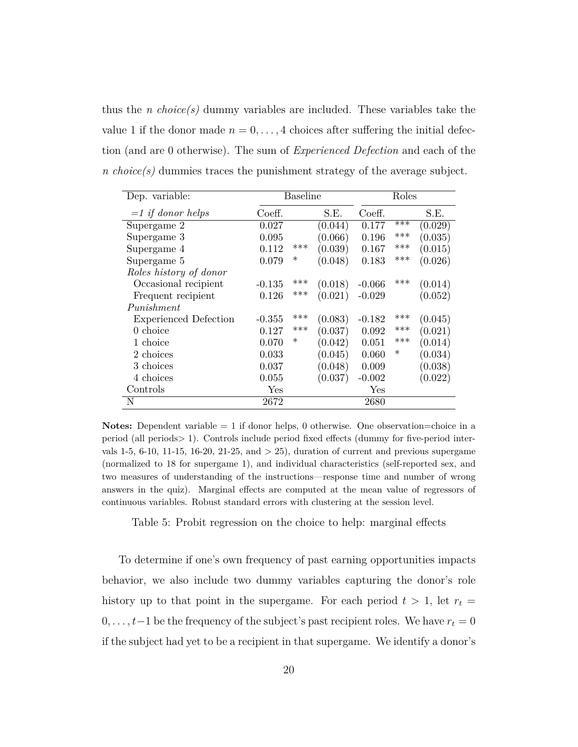thus the *n choice(s)* dummy variables are included. These variables take the value 1 if the donor made $n = 0, \ldots, 4$ choices after suffering the initial defection (and are 0 otherwise). The sum of *Experienced Defection* and each of the *n choice(s)* dummies traces the punishment strategy of the average subject.

| Dep. variable: | Baseline | | | Roles | | |
|---|---|---|---|---|---|---|
| *=1 if donor helps* | Coeff. | | S.E. | Coeff. | | S.E. |
| Supergame 2 | 0.027 | | (0.044) | 0.177 | *** | (0.029) |
| Supergame 3 | 0.095 | | (0.066) | 0.196 | *** | (0.035) |
| Supergame 4 | 0.112 | *** | (0.039) | 0.167 | *** | (0.015) |
| Supergame 5 | 0.079 | * | (0.048) | 0.183 | *** | (0.026) |
| *Roles history of donor* | | | | | | |
| Occasional recipient | -0.135 | *** | (0.018) | -0.066 | *** | (0.014) |
| Frequent recipient | 0.126 | *** | (0.021) | -0.029 | | (0.052) |
| *Punishment* | | | | | | |
| Experienced Defection | -0.355 | *** | (0.083) | -0.182 | *** | (0.045) |
| 0 choice | 0.127 | *** | (0.037) | 0.092 | *** | (0.021) |
| 1 choice | 0.070 | * | (0.042) | 0.051 | *** | (0.014) |
| 2 choices | 0.033 | | (0.045) | 0.060 | * | (0.034) |
| 3 choices | 0.037 | | (0.048) | 0.009 | | (0.038) |
| 4 choices | 0.055 | | (0.037) | -0.002 | | (0.022) |
| Controls | Yes | | | Yes | | |
| N | 2672 | | | 2680 | | |

**Notes:** Dependent variable = 1 if donor helps, 0 otherwise. One observation=choice in a period (all periods> 1). Controls include period fixed effects (dummy for five-period intervals 1-5, 6-10, 11-15, 16-20, 21-25, and > 25), duration of current and previous supergame (normalized to 18 for supergame 1), and individual characteristics (self-reported sex, and two measures of understanding of the instructions—response time and number of wrong answers in the quiz). Marginal effects are computed at the mean value of regressors of continuous variables. Robust standard errors with clustering at the session level.

Table 5: Probit regression on the choice to help: marginal effects

To determine if one's own frequency of past earning opportunities impacts behavior, we also include two dummy variables capturing the donor's role history up to that point in the supergame. For each period $t > 1$, let $r_t = 0, \ldots, t-1$ be the frequency of the subject's past recipient roles. We have $r_t = 0$ if the subject had yet to be a recipient in that supergame. We identify a donor's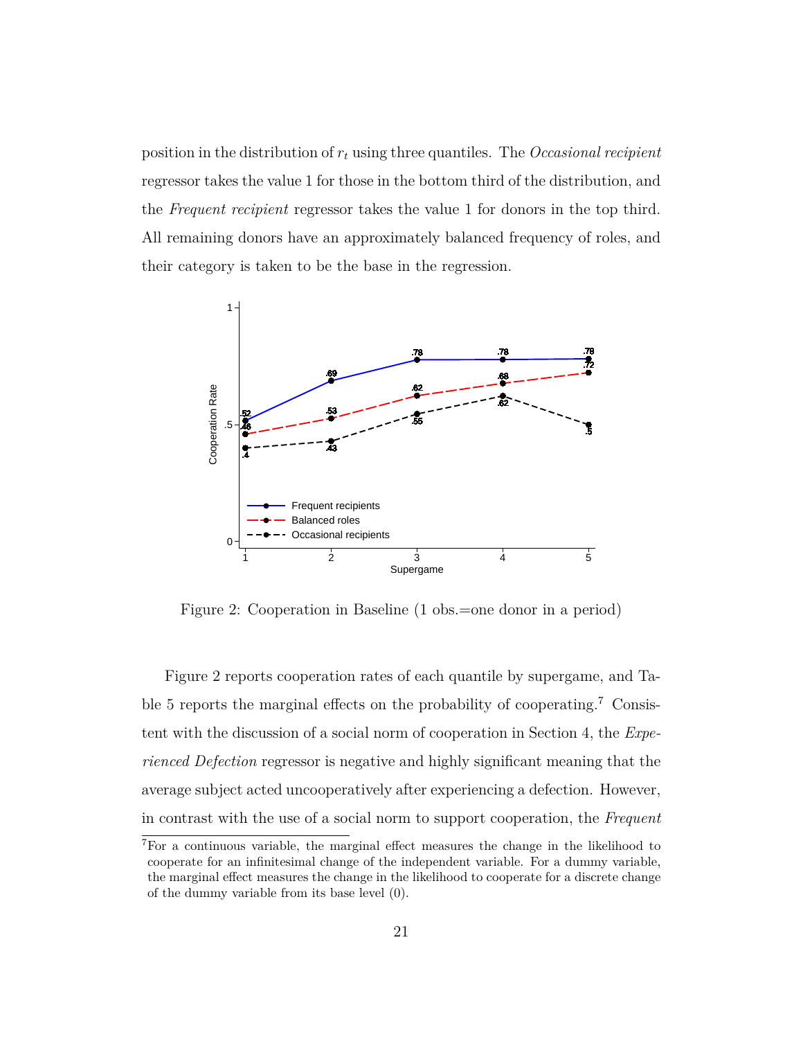position in the distribution of $r_t$ using three quantiles. The *Occasional recipient* regressor takes the value 1 for those in the bottom third of the distribution, and the *Frequent recipient* regressor takes the value 1 for donors in the top third. All remaining donors have an approximately balanced frequency of roles, and their category is taken to be the base in the regression.

Figure 2: Cooperation in Baseline (1 obs.=one donor in a period)

Figure 2 reports cooperation rates of each quantile by supergame, and Table 5 reports the marginal effects on the probability of cooperating.[7] Consistent with the discussion of a social norm of cooperation in Section 4, the *Experienced Defection* regressor is negative and highly significant meaning that the average subject acted uncooperatively after experiencing a defection. However, in contrast with the use of a social norm to support cooperation, the *Frequent*

[7] For a continuous variable, the marginal effect measures the change in the likelihood to cooperate for an infinitesimal change of the independent variable. For a dummy variable, the marginal effect measures the change in the likelihood to cooperate for a discrete change of the dummy variable from its base level (0).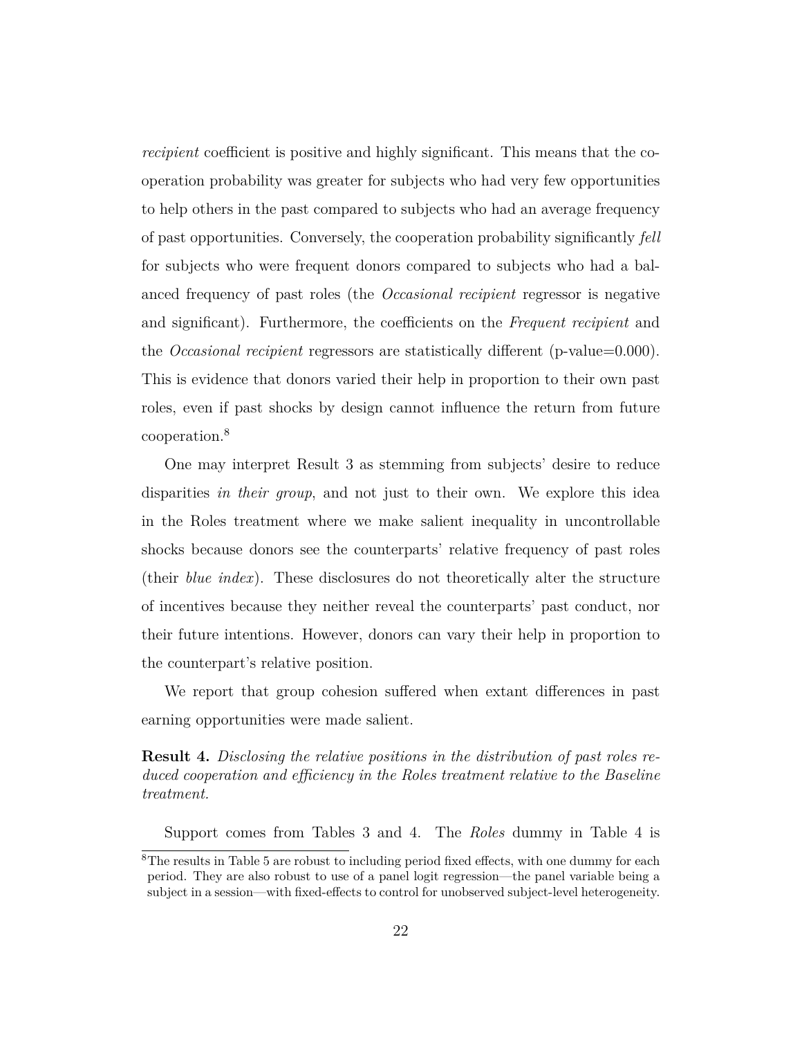*recipient* coefficient is positive and highly significant. This means that the cooperation probability was greater for subjects who had very few opportunities to help others in the past compared to subjects who had an average frequency of past opportunities. Conversely, the cooperation probability significantly *fell* for subjects who were frequent donors compared to subjects who had a balanced frequency of past roles (the *Occasional recipient* regressor is negative and significant). Furthermore, the coefficients on the *Frequent recipient* and the *Occasional recipient* regressors are statistically different (p-value=0.000). This is evidence that donors varied their help in proportion to their own past roles, even if past shocks by design cannot influence the return from future cooperation.[8]

One may interpret Result 3 as stemming from subjects' desire to reduce disparities *in their group*, and not just to their own. We explore this idea in the Roles treatment where we make salient inequality in uncontrollable shocks because donors see the counterparts' relative frequency of past roles (their *blue index*). These disclosures do not theoretically alter the structure of incentives because they neither reveal the counterparts' past conduct, nor their future intentions. However, donors can vary their help in proportion to the counterpart's relative position.

We report that group cohesion suffered when extant differences in past earning opportunities were made salient.

**Result 4.** *Disclosing the relative positions in the distribution of past roles reduced cooperation and efficiency in the Roles treatment relative to the Baseline treatment.*

Support comes from Tables 3 and 4. The *Roles* dummy in Table 4 is

[8]The results in Table 5 are robust to including period fixed effects, with one dummy for each period. They are also robust to use of a panel logit regression—the panel variable being a subject in a session—with fixed-effects to control for unobserved subject-level heterogeneity.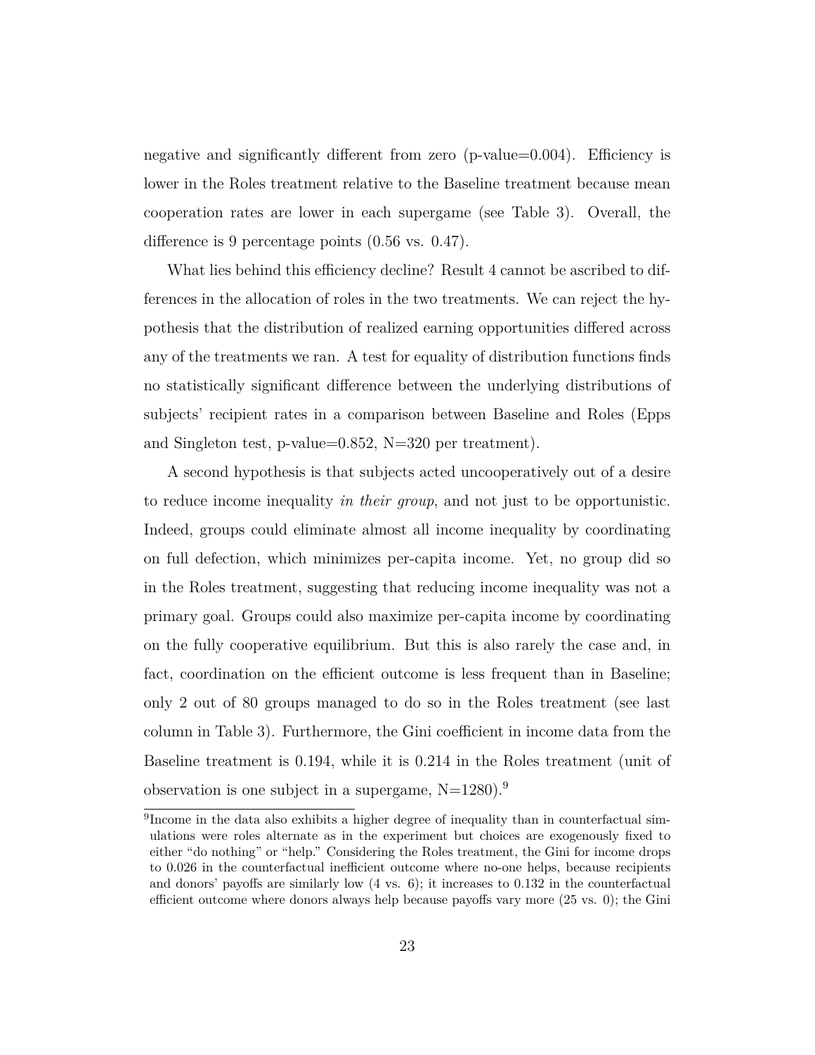negative and significantly different from zero (p-value=0.004). Efficiency is lower in the Roles treatment relative to the Baseline treatment because mean cooperation rates are lower in each supergame (see Table 3). Overall, the difference is 9 percentage points (0.56 vs. 0.47).

What lies behind this efficiency decline? Result 4 cannot be ascribed to differences in the allocation of roles in the two treatments. We can reject the hypothesis that the distribution of realized earning opportunities differed across any of the treatments we ran. A test for equality of distribution functions finds no statistically significant difference between the underlying distributions of subjects' recipient rates in a comparison between Baseline and Roles (Epps and Singleton test, p-value=0.852, N=320 per treatment).

A second hypothesis is that subjects acted uncooperatively out of a desire to reduce income inequality *in their group*, and not just to be opportunistic. Indeed, groups could eliminate almost all income inequality by coordinating on full defection, which minimizes per-capita income. Yet, no group did so in the Roles treatment, suggesting that reducing income inequality was not a primary goal. Groups could also maximize per-capita income by coordinating on the fully cooperative equilibrium. But this is also rarely the case and, in fact, coordination on the efficient outcome is less frequent than in Baseline; only 2 out of 80 groups managed to do so in the Roles treatment (see last column in Table 3). Furthermore, the Gini coefficient in income data from the Baseline treatment is 0.194, while it is 0.214 in the Roles treatment (unit of observation is one subject in a supergame, N=1280).[9]

[9] Income in the data also exhibits a higher degree of inequality than in counterfactual simulations were roles alternate as in the experiment but choices are exogenously fixed to either "do nothing" or "help." Considering the Roles treatment, the Gini for income drops to 0.026 in the counterfactual inefficient outcome where no-one helps, because recipients and donors' payoffs are similarly low (4 vs. 6); it increases to 0.132 in the counterfactual efficient outcome where donors always help because payoffs vary more (25 vs. 0); the Gini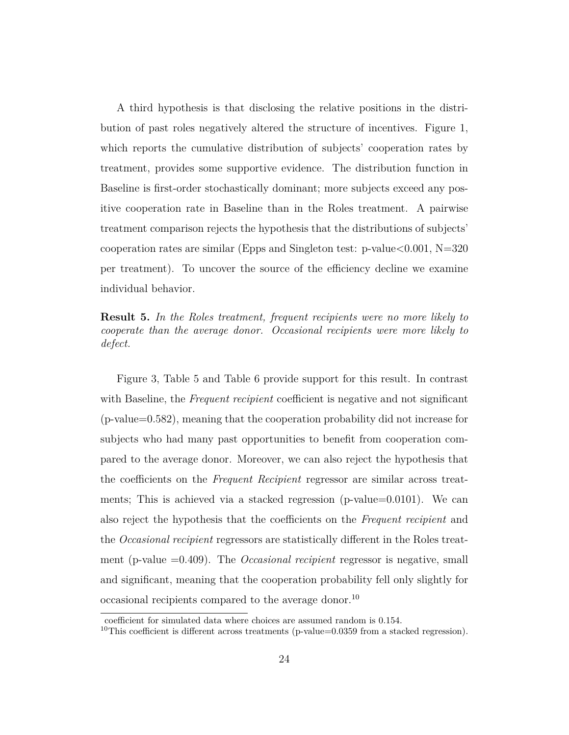A third hypothesis is that disclosing the relative positions in the distribution of past roles negatively altered the structure of incentives. Figure 1, which reports the cumulative distribution of subjects' cooperation rates by treatment, provides some supportive evidence. The distribution function in Baseline is first-order stochastically dominant; more subjects exceed any positive cooperation rate in Baseline than in the Roles treatment. A pairwise treatment comparison rejects the hypothesis that the distributions of subjects' cooperation rates are similar (Epps and Singleton test: p-value<0.001, N=320 per treatment). To uncover the source of the efficiency decline we examine individual behavior.

**Result 5.** *In the Roles treatment, frequent recipients were no more likely to cooperate than the average donor. Occasional recipients were more likely to defect.*

Figure 3, Table 5 and Table 6 provide support for this result. In contrast with Baseline, the *Frequent recipient* coefficient is negative and not significant (p-value=0.582), meaning that the cooperation probability did not increase for subjects who had many past opportunities to benefit from cooperation compared to the average donor. Moreover, we can also reject the hypothesis that the coefficients on the *Frequent Recipient* regressor are similar across treatments; This is achieved via a stacked regression (p-value=0.0101). We can also reject the hypothesis that the coefficients on the *Frequent recipient* and the *Occasional recipient* regressors are statistically different in the Roles treatment (p-value =0.409). The *Occasional recipient* regressor is negative, small and significant, meaning that the cooperation probability fell only slightly for occasional recipients compared to the average donor.[10]

coefficient for simulated data where choices are assumed random is 0.154.

[10]This coefficient is different across treatments (p-value=0.0359 from a stacked regression).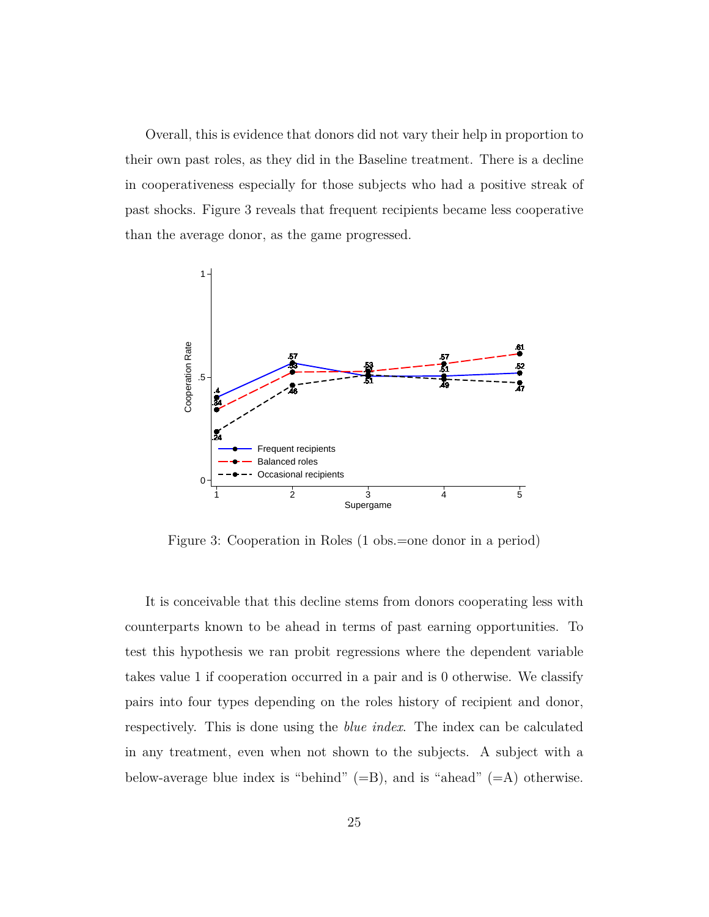Overall, this is evidence that donors did not vary their help in proportion to their own past roles, as they did in the Baseline treatment. There is a decline in cooperativeness especially for those subjects who had a positive streak of past shocks. Figure 3 reveals that frequent recipients became less cooperative than the average donor, as the game progressed.

Figure 3: Cooperation in Roles (1 obs.=one donor in a period)

It is conceivable that this decline stems from donors cooperating less with counterparts known to be ahead in terms of past earning opportunities. To test this hypothesis we ran probit regressions where the dependent variable takes value 1 if cooperation occurred in a pair and is 0 otherwise. We classify pairs into four types depending on the roles history of recipient and donor, respectively. This is done using the *blue index*. The index can be calculated in any treatment, even when not shown to the subjects. A subject with a below-average blue index is "behind" (=B), and is "ahead" (=A) otherwise.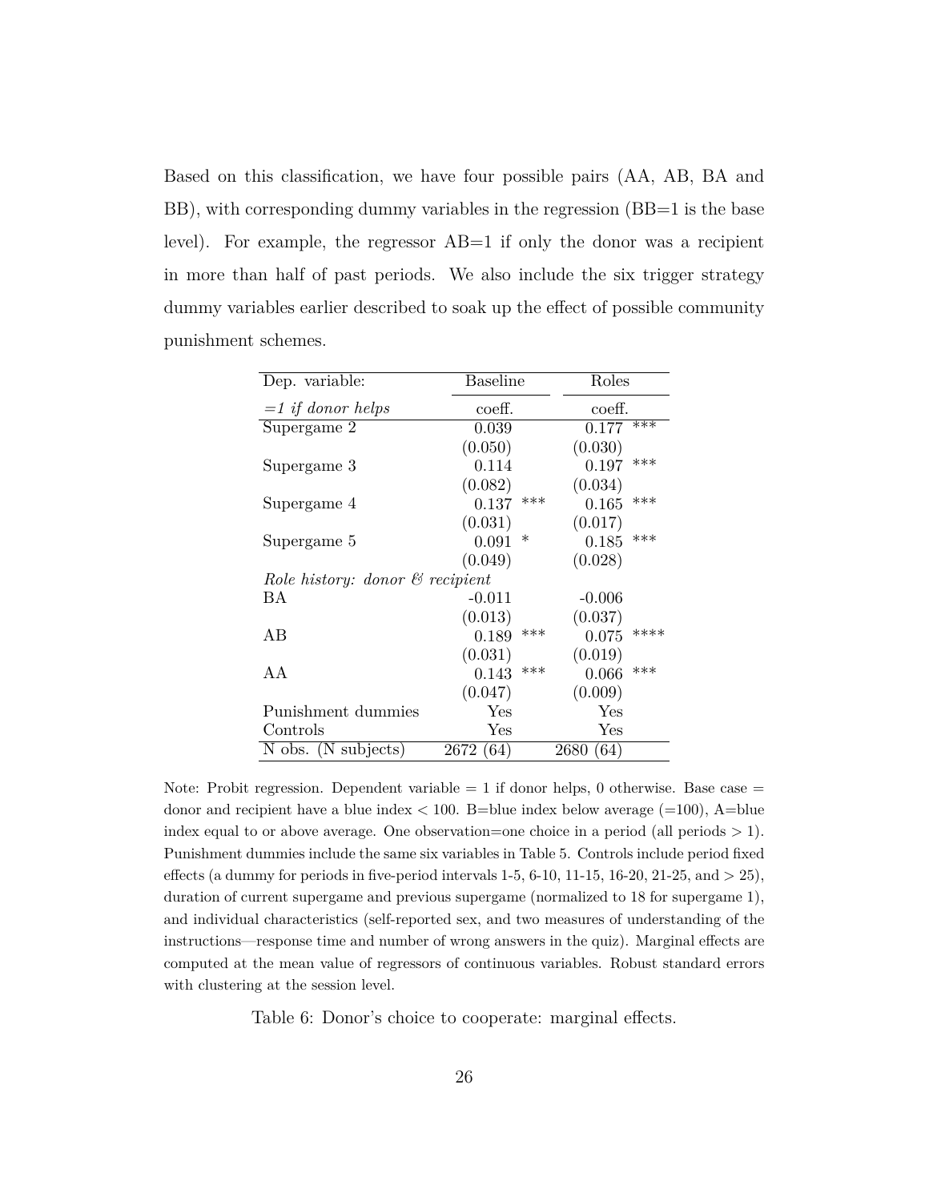Based on this classification, we have four possible pairs (AA, AB, BA and BB), with corresponding dummy variables in the regression (BB=1 is the base level). For example, the regressor AB=1 if only the donor was a recipient in more than half of past periods. We also include the six trigger strategy dummy variables earlier described to soak up the effect of possible community punishment schemes.

| Dep. variable: | Baseline | | Roles | |
|---|---|---|---|---|
| *=1 if donor helps* | coeff. | | coeff. | |
| Supergame 2 | 0.039 | | 0.177 | *** |
| | (0.050) | | (0.030) | |
| Supergame 3 | 0.114 | | 0.197 | *** |
| | (0.082) | | (0.034) | |
| Supergame 4 | 0.137 | *** | 0.165 | *** |
| | (0.031) | | (0.017) | |
| Supergame 5 | 0.091 | * | 0.185 | *** |
| | (0.049) | | (0.028) | |
| *Role history: donor & recipient* | | | | |
| BA | -0.011 | | -0.006 | |
| | (0.013) | | (0.037) | |
| AB | 0.189 | *** | 0.075 | **** |
| | (0.031) | | (0.019) | |
| AA | 0.143 | *** | 0.066 | *** |
| | (0.047) | | (0.009) | |
| Punishment dummies | Yes | | Yes | |
| Controls | Yes | | Yes | |
| N obs. (N subjects) | 2672 (64) | | 2680 (64) | |

Note: Probit regression. Dependent variable = 1 if donor helps, 0 otherwise. Base case = donor and recipient have a blue index < 100. B=blue index below average (=100), A=blue index equal to or above average. One observation=one choice in a period (all periods > 1). Punishment dummies include the same six variables in Table 5. Controls include period fixed effects (a dummy for periods in five-period intervals 1-5, 6-10, 11-15, 16-20, 21-25, and > 25), duration of current supergame and previous supergame (normalized to 18 for supergame 1), and individual characteristics (self-reported sex, and two measures of understanding of the instructions—response time and number of wrong answers in the quiz). Marginal effects are computed at the mean value of regressors of continuous variables. Robust standard errors with clustering at the session level.

Table 6: Donor's choice to cooperate: marginal effects.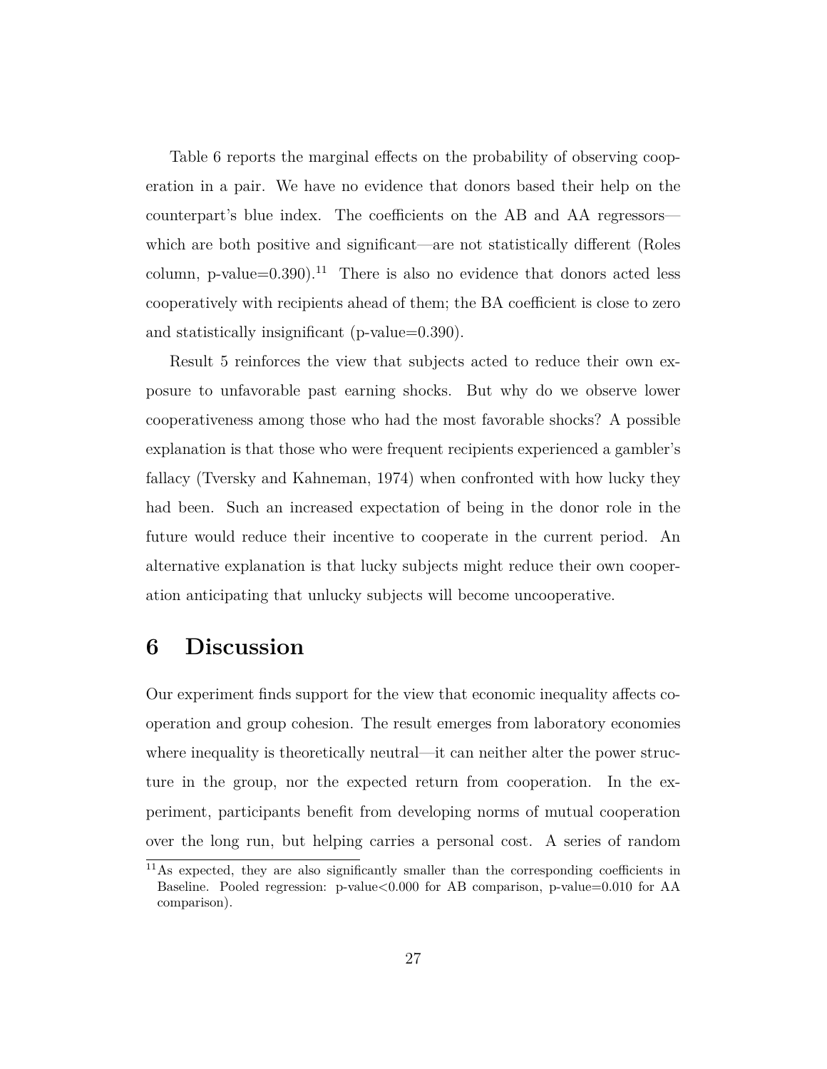Table 6 reports the marginal effects on the probability of observing cooperation in a pair. We have no evidence that donors based their help on the counterpart's blue index. The coefficients on the AB and AA regressors—which are both positive and significant—are not statistically different (Roles column, p-value=0.390).[11] There is also no evidence that donors acted less cooperatively with recipients ahead of them; the BA coefficient is close to zero and statistically insignificant (p-value=0.390).

Result 5 reinforces the view that subjects acted to reduce their own exposure to unfavorable past earning shocks. But why do we observe lower cooperativeness among those who had the most favorable shocks? A possible explanation is that those who were frequent recipients experienced a gambler's fallacy (Tversky and Kahneman, 1974) when confronted with how lucky they had been. Such an increased expectation of being in the donor role in the future would reduce their incentive to cooperate in the current period. An alternative explanation is that lucky subjects might reduce their own cooperation anticipating that unlucky subjects will become uncooperative.

# 6 Discussion

Our experiment finds support for the view that economic inequality affects cooperation and group cohesion. The result emerges from laboratory economies where inequality is theoretically neutral—it can neither alter the power structure in the group, nor the expected return from cooperation. In the experiment, participants benefit from developing norms of mutual cooperation over the long run, but helping carries a personal cost. A series of random

[11] As expected, they are also significantly smaller than the corresponding coefficients in Baseline. Pooled regression: p-value<0.000 for AB comparison, p-value=0.010 for AA comparison).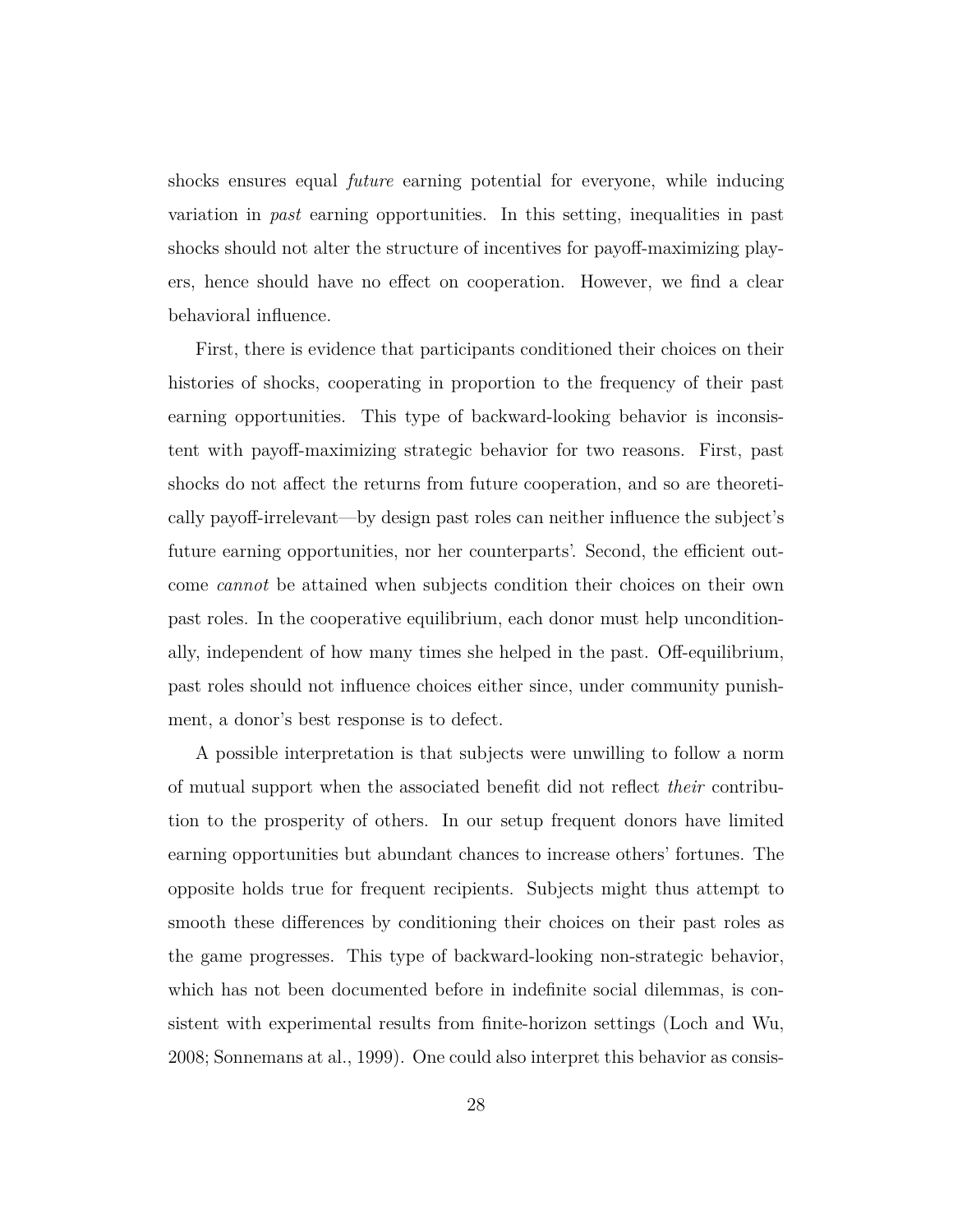shocks ensures equal *future* earning potential for everyone, while inducing variation in *past* earning opportunities. In this setting, inequalities in past shocks should not alter the structure of incentives for payoff-maximizing players, hence should have no effect on cooperation. However, we find a clear behavioral influence.

First, there is evidence that participants conditioned their choices on their histories of shocks, cooperating in proportion to the frequency of their past earning opportunities. This type of backward-looking behavior is inconsistent with payoff-maximizing strategic behavior for two reasons. First, past shocks do not affect the returns from future cooperation, and so are theoretically payoff-irrelevant—by design past roles can neither influence the subject's future earning opportunities, nor her counterparts'. Second, the efficient outcome *cannot* be attained when subjects condition their choices on their own past roles. In the cooperative equilibrium, each donor must help unconditionally, independent of how many times she helped in the past. Off-equilibrium, past roles should not influence choices either since, under community punishment, a donor's best response is to defect.

A possible interpretation is that subjects were unwilling to follow a norm of mutual support when the associated benefit did not reflect *their* contribution to the prosperity of others. In our setup frequent donors have limited earning opportunities but abundant chances to increase others' fortunes. The opposite holds true for frequent recipients. Subjects might thus attempt to smooth these differences by conditioning their choices on their past roles as the game progresses. This type of backward-looking non-strategic behavior, which has not been documented before in indefinite social dilemmas, is consistent with experimental results from finite-horizon settings (Loch and Wu, 2008; Sonnemans at al., 1999). One could also interpret this behavior as consis-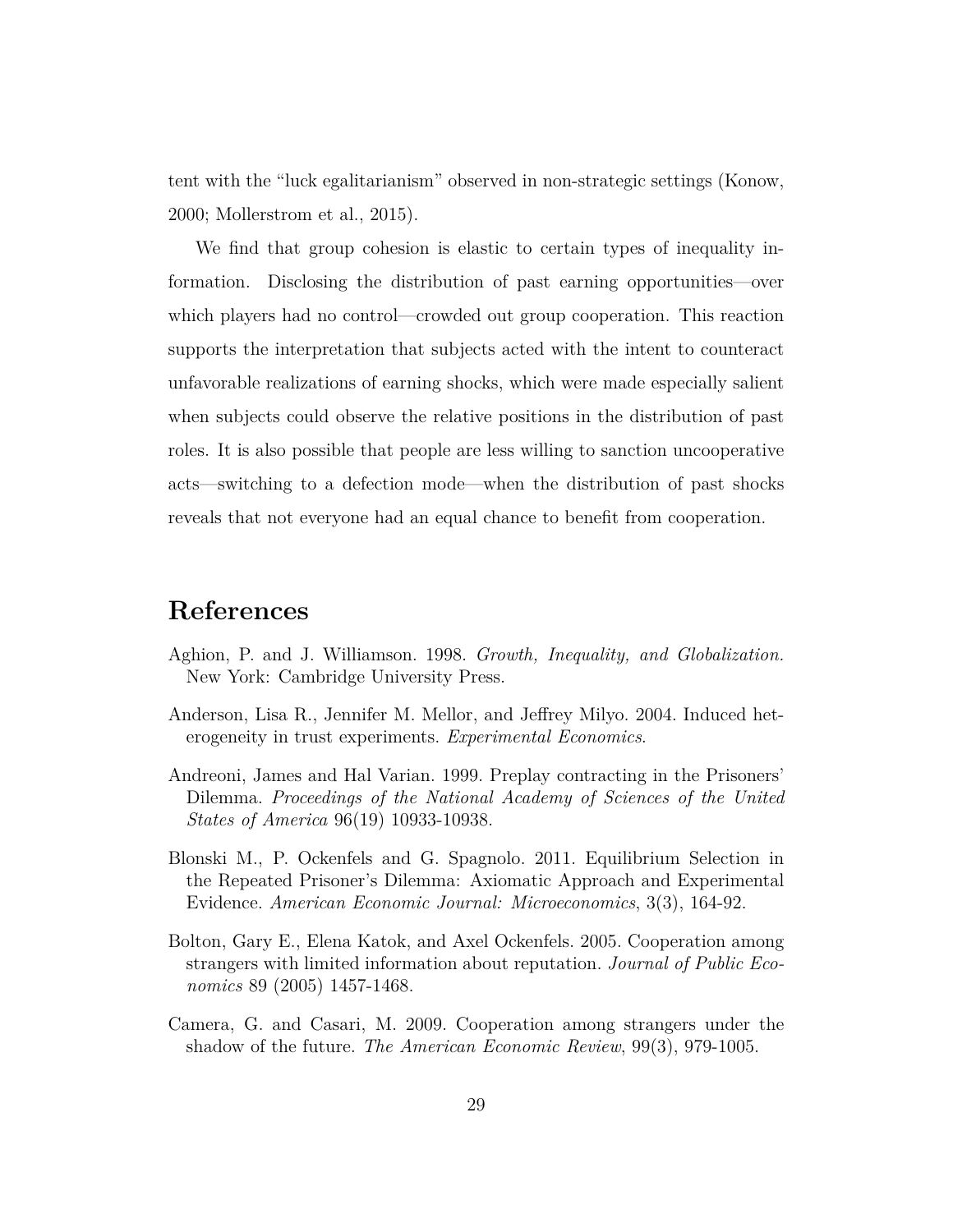tent with the "luck egalitarianism" observed in non-strategic settings (Konow, 2000; Mollerstrom et al., 2015).

We find that group cohesion is elastic to certain types of inequality information. Disclosing the distribution of past earning opportunities—over which players had no control—crowded out group cooperation. This reaction supports the interpretation that subjects acted with the intent to counteract unfavorable realizations of earning shocks, which were made especially salient when subjects could observe the relative positions in the distribution of past roles. It is also possible that people are less willing to sanction uncooperative acts—switching to a defection mode—when the distribution of past shocks reveals that not everyone had an equal chance to benefit from cooperation.

# References

Aghion, P. and J. Williamson. 1998. *Growth, Inequality, and Globalization.* New York: Cambridge University Press.

Anderson, Lisa R., Jennifer M. Mellor, and Jeffrey Milyo. 2004. Induced heterogeneity in trust experiments. *Experimental Economics*.

Andreoni, James and Hal Varian. 1999. Preplay contracting in the Prisoners' Dilemma. *Proceedings of the National Academy of Sciences of the United States of America* 96(19) 10933-10938.

Blonski M., P. Ockenfels and G. Spagnolo. 2011. Equilibrium Selection in the Repeated Prisoner's Dilemma: Axiomatic Approach and Experimental Evidence. *American Economic Journal: Microeconomics*, 3(3), 164-92.

Bolton, Gary E., Elena Katok, and Axel Ockenfels. 2005. Cooperation among strangers with limited information about reputation. *Journal of Public Economics* 89 (2005) 1457-1468.

Camera, G. and Casari, M. 2009. Cooperation among strangers under the shadow of the future. *The American Economic Review*, 99(3), 979-1005.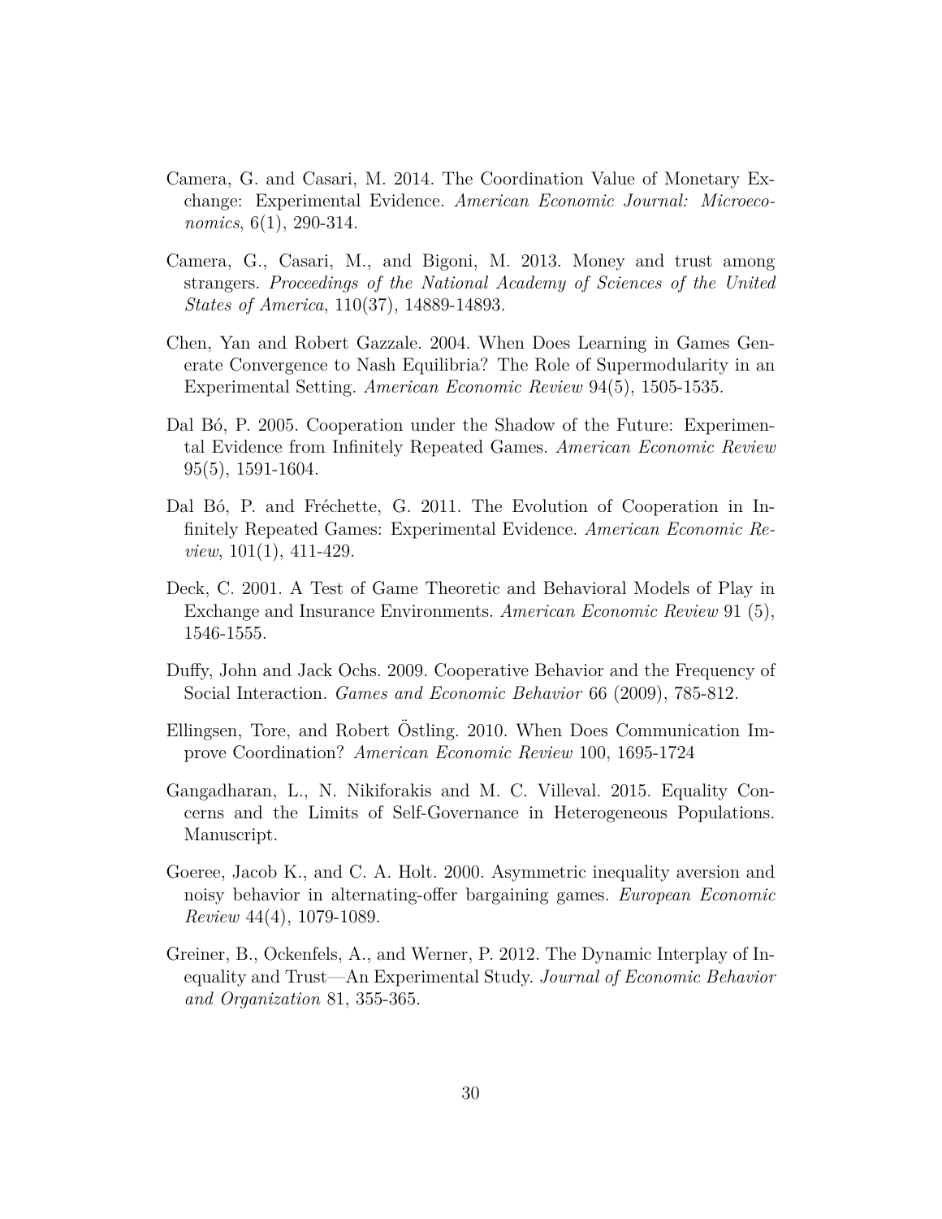Camera, G. and Casari, M. 2014. The Coordination Value of Monetary Exchange: Experimental Evidence. *American Economic Journal: Microeconomics*, 6(1), 290-314.

Camera, G., Casari, M., and Bigoni, M. 2013. Money and trust among strangers. *Proceedings of the National Academy of Sciences of the United States of America*, 110(37), 14889-14893.

Chen, Yan and Robert Gazzale. 2004. When Does Learning in Games Generate Convergence to Nash Equilibria? The Role of Supermodularity in an Experimental Setting. *American Economic Review* 94(5), 1505-1535.

Dal Bó, P. 2005. Cooperation under the Shadow of the Future: Experimental Evidence from Infinitely Repeated Games. *American Economic Review* 95(5), 1591-1604.

Dal Bó, P. and Fréchette, G. 2011. The Evolution of Cooperation in Infinitely Repeated Games: Experimental Evidence. *American Economic Review*, 101(1), 411-429.

Deck, C. 2001. A Test of Game Theoretic and Behavioral Models of Play in Exchange and Insurance Environments. *American Economic Review* 91 (5), 1546-1555.

Duffy, John and Jack Ochs. 2009. Cooperative Behavior and the Frequency of Social Interaction. *Games and Economic Behavior* 66 (2009), 785-812.

Ellingsen, Tore, and Robert Östling. 2010. When Does Communication Improve Coordination? *American Economic Review* 100, 1695-1724

Gangadharan, L., N. Nikiforakis and M. C. Villeval. 2015. Equality Concerns and the Limits of Self-Governance in Heterogeneous Populations. Manuscript.

Goeree, Jacob K., and C. A. Holt. 2000. Asymmetric inequality aversion and noisy behavior in alternating-offer bargaining games. *European Economic Review* 44(4), 1079-1089.

Greiner, B., Ockenfels, A., and Werner, P. 2012. The Dynamic Interplay of Inequality and Trust—An Experimental Study. *Journal of Economic Behavior and Organization* 81, 355-365.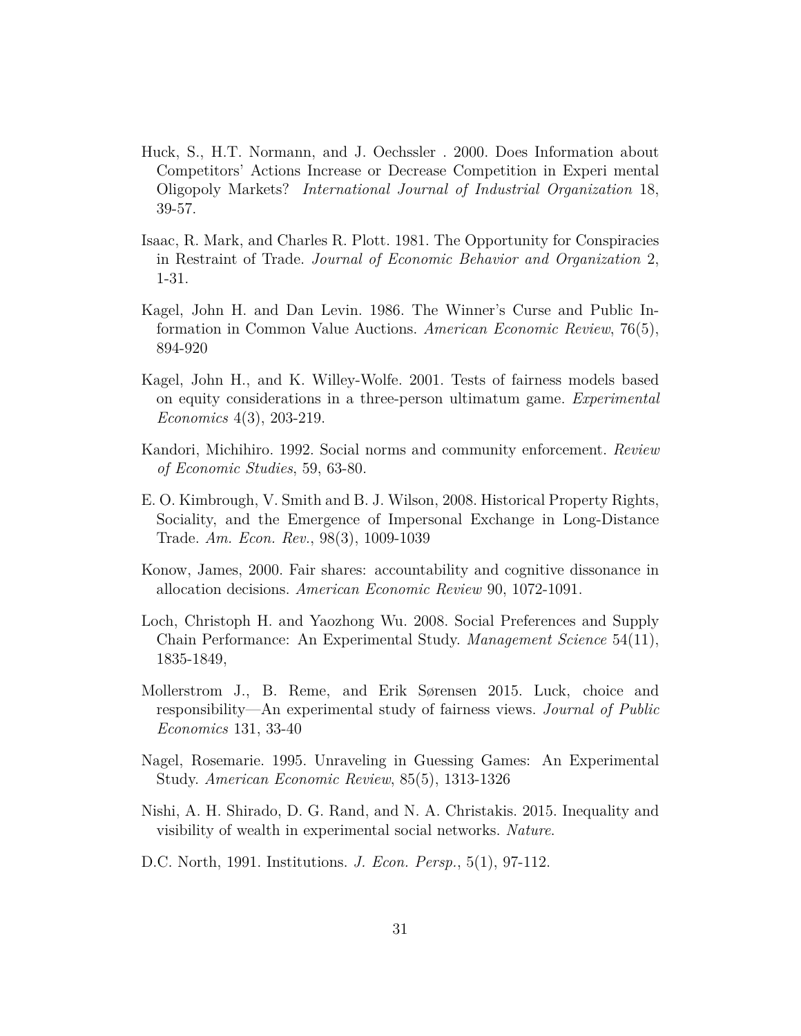Huck, S., H.T. Normann, and J. Oechssler . 2000. Does Information about Competitors' Actions Increase or Decrease Competition in Experi mental Oligopoly Markets? *International Journal of Industrial Organization* 18, 39-57.

Isaac, R. Mark, and Charles R. Plott. 1981. The Opportunity for Conspiracies in Restraint of Trade. *Journal of Economic Behavior and Organization* 2, 1-31.

Kagel, John H. and Dan Levin. 1986. The Winner's Curse and Public Information in Common Value Auctions. *American Economic Review*, 76(5), 894-920

Kagel, John H., and K. Willey-Wolfe. 2001. Tests of fairness models based on equity considerations in a three-person ultimatum game. *Experimental Economics* 4(3), 203-219.

Kandori, Michihiro. 1992. Social norms and community enforcement. *Review of Economic Studies*, 59, 63-80.

E. O. Kimbrough, V. Smith and B. J. Wilson, 2008. Historical Property Rights, Sociality, and the Emergence of Impersonal Exchange in Long-Distance Trade. *Am. Econ. Rev.*, 98(3), 1009-1039

Konow, James, 2000. Fair shares: accountability and cognitive dissonance in allocation decisions. *American Economic Review* 90, 1072-1091.

Loch, Christoph H. and Yaozhong Wu. 2008. Social Preferences and Supply Chain Performance: An Experimental Study. *Management Science* 54(11), 1835-1849,

Mollerstrom J., B. Reme, and Erik Sørensen 2015. Luck, choice and responsibility—An experimental study of fairness views. *Journal of Public Economics* 131, 33-40

Nagel, Rosemarie. 1995. Unraveling in Guessing Games: An Experimental Study. *American Economic Review*, 85(5), 1313-1326

Nishi, A. H. Shirado, D. G. Rand, and N. A. Christakis. 2015. Inequality and visibility of wealth in experimental social networks. *Nature*.

D.C. North, 1991. Institutions. *J. Econ. Persp.*, 5(1), 97-112.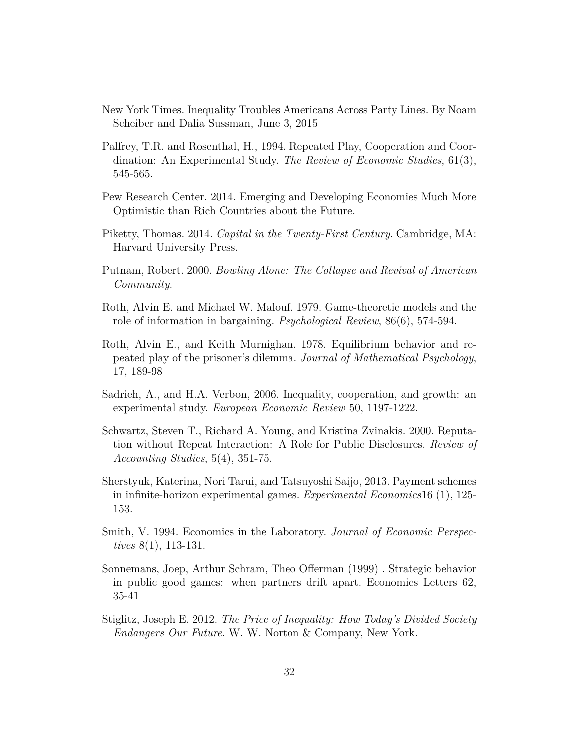New York Times. Inequality Troubles Americans Across Party Lines. By Noam Scheiber and Dalia Sussman, June 3, 2015

Palfrey, T.R. and Rosenthal, H., 1994. Repeated Play, Cooperation and Coordination: An Experimental Study. *The Review of Economic Studies*, 61(3), 545-565.

Pew Research Center. 2014. Emerging and Developing Economies Much More Optimistic than Rich Countries about the Future.

Piketty, Thomas. 2014. *Capital in the Twenty-First Century*. Cambridge, MA: Harvard University Press.

Putnam, Robert. 2000. *Bowling Alone: The Collapse and Revival of American Community*.

Roth, Alvin E. and Michael W. Malouf. 1979. Game-theoretic models and the role of information in bargaining. *Psychological Review*, 86(6), 574-594.

Roth, Alvin E., and Keith Murnighan. 1978. Equilibrium behavior and repeated play of the prisoner's dilemma. *Journal of Mathematical Psychology*, 17, 189-98

Sadrieh, A., and H.A. Verbon, 2006. Inequality, cooperation, and growth: an experimental study. *European Economic Review* 50, 1197-1222.

Schwartz, Steven T., Richard A. Young, and Kristina Zvinakis. 2000. Reputation without Repeat Interaction: A Role for Public Disclosures. *Review of Accounting Studies*, 5(4), 351-75.

Sherstyuk, Katerina, Nori Tarui, and Tatsuyoshi Saijo, 2013. Payment schemes in infinite-horizon experimental games. *Experimental Economics*16 (1), 125-153.

Smith, V. 1994. Economics in the Laboratory. *Journal of Economic Perspectives* 8(1), 113-131.

Sonnemans, Joep, Arthur Schram, Theo Offerman (1999) . Strategic behavior in public good games: when partners drift apart. Economics Letters 62, 35-41

Stiglitz, Joseph E. 2012. *The Price of Inequality: How Today's Divided Society Endangers Our Future*. W. W. Norton & Company, New York.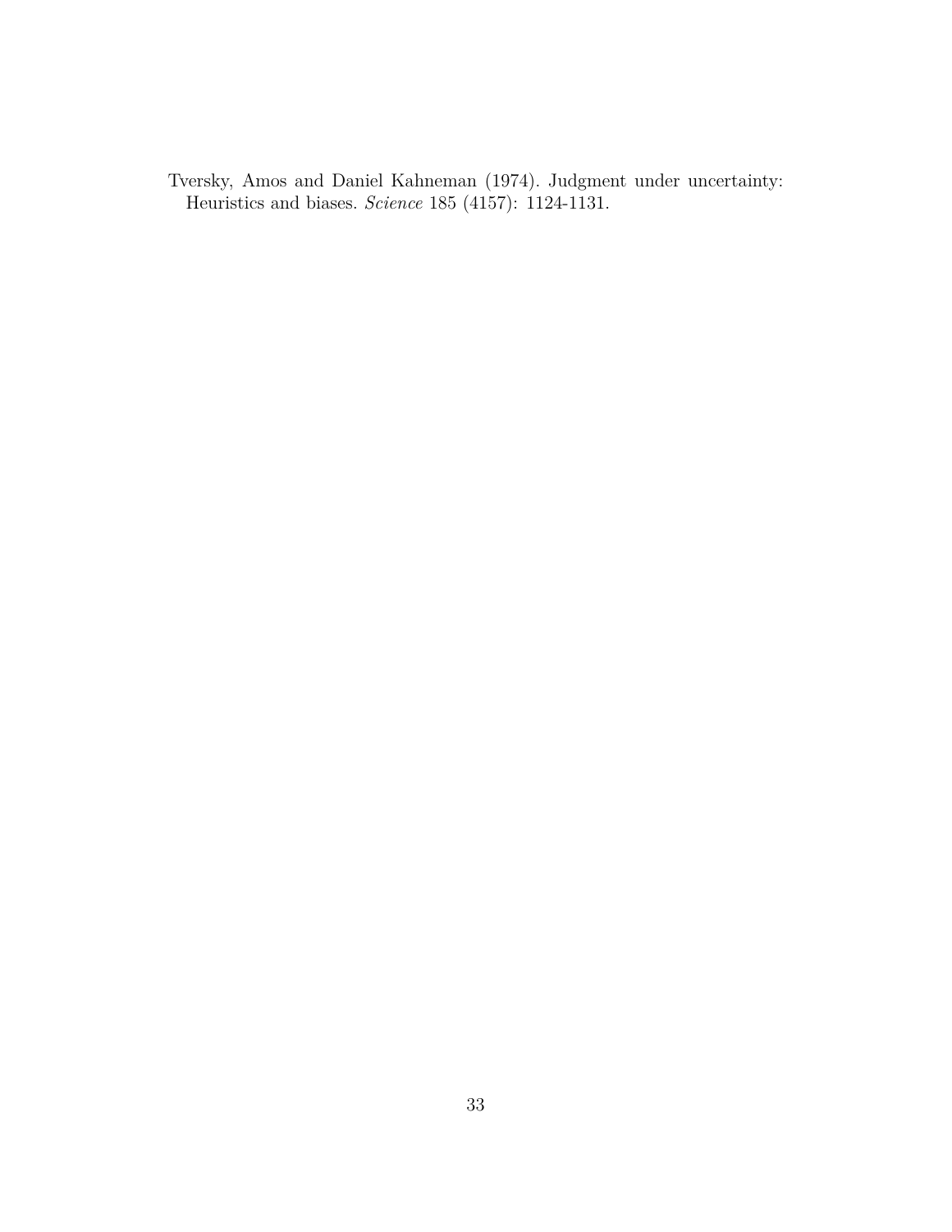Tversky, Amos and Daniel Kahneman (1974). Judgment under uncertainty: Heuristics and biases. *Science* 185 (4157): 1124-1131.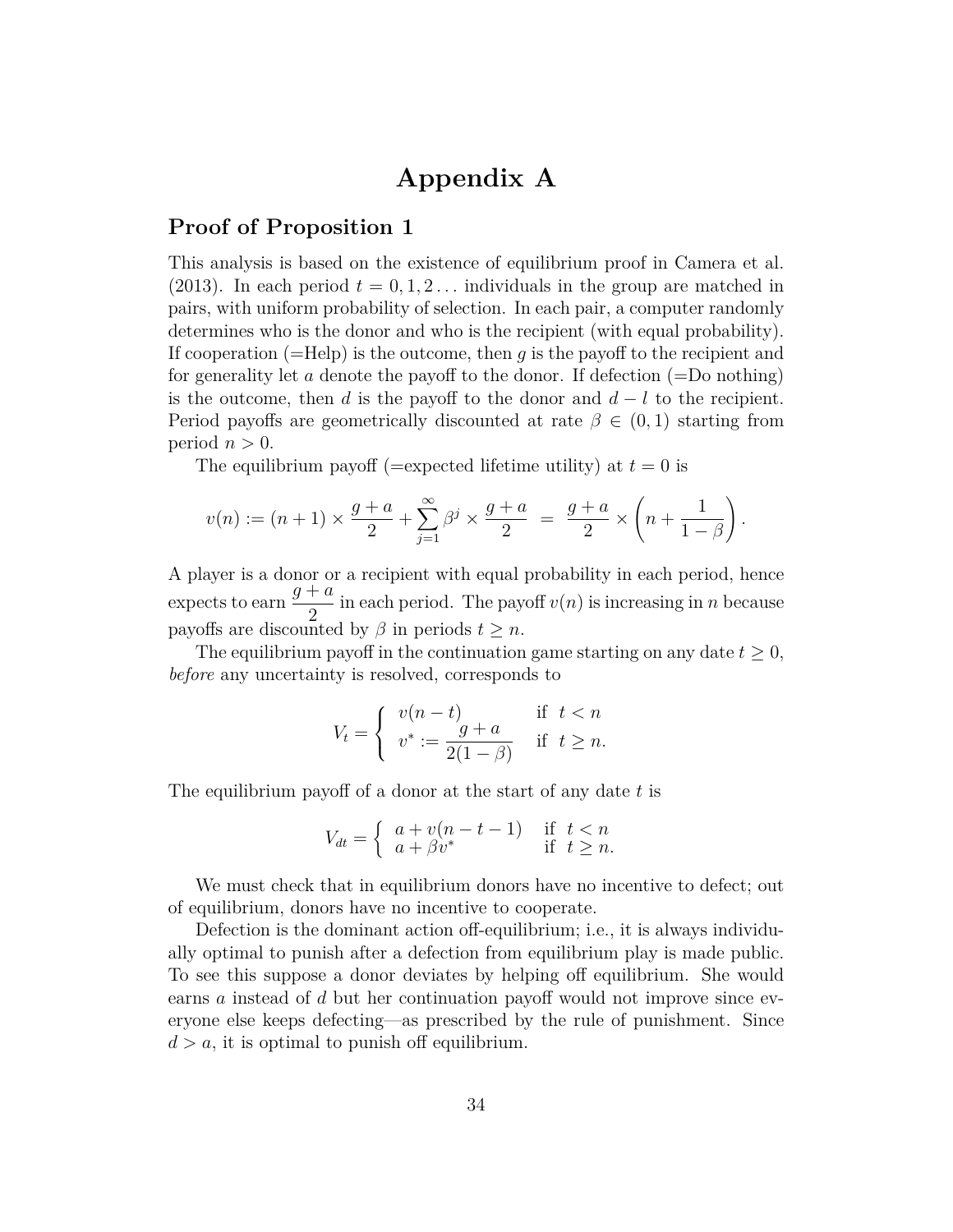# Appendix A

## Proof of Proposition 1

This analysis is based on the existence of equilibrium proof in Camera et al. (2013). In each period $t = 0, 1, 2 \ldots$ individuals in the group are matched in pairs, with uniform probability of selection. In each pair, a computer randomly determines who is the donor and who is the recipient (with equal probability). If cooperation (=Help) is the outcome, then $g$ is the payoff to the recipient and for generality let $a$ denote the payoff to the donor. If defection (=Do nothing) is the outcome, then $d$ is the payoff to the donor and $d - l$ to the recipient. Period payoffs are geometrically discounted at rate $\beta \in (0, 1)$ starting from period $n > 0$.

The equilibrium payoff (=expected lifetime utility) at $t = 0$ is

$$v(n) := (n+1) \times \frac{g+a}{2} + \sum_{j=1}^{\infty} \beta^j \times \frac{g+a}{2} \;=\; \frac{g+a}{2} \times \left( n + \frac{1}{1-\beta} \right).$$

A player is a donor or a recipient with equal probability in each period, hence expects to earn $\frac{g+a}{2}$ in each period. The payoff $v(n)$ is increasing in $n$ because payoffs are discounted by $\beta$ in periods $t \geq n$.

The equilibrium payoff in the continuation game starting on any date $t \geq 0$, *before* any uncertainty is resolved, corresponds to

$$V_t = \begin{cases} v(n-t) & \text{if } \; t < n \\ v^* := \dfrac{g+a}{2(1-\beta)} & \text{if } \; t \geq n. \end{cases}$$

The equilibrium payoff of a donor at the start of any date $t$ is

$$V_{dt} = \begin{cases} a + v(n-t-1) & \text{if } \; t < n \\ a + \beta v^* & \text{if } \; t \geq n. \end{cases}$$

We must check that in equilibrium donors have no incentive to defect; out of equilibrium, donors have no incentive to cooperate.

Defection is the dominant action off-equilibrium; i.e., it is always individually optimal to punish after a defection from equilibrium play is made public. To see this suppose a donor deviates by helping off equilibrium. She would earns $a$ instead of $d$ but her continuation payoff would not improve since everyone else keeps defecting—as prescribed by the rule of punishment. Since $d > a$, it is optimal to punish off equilibrium.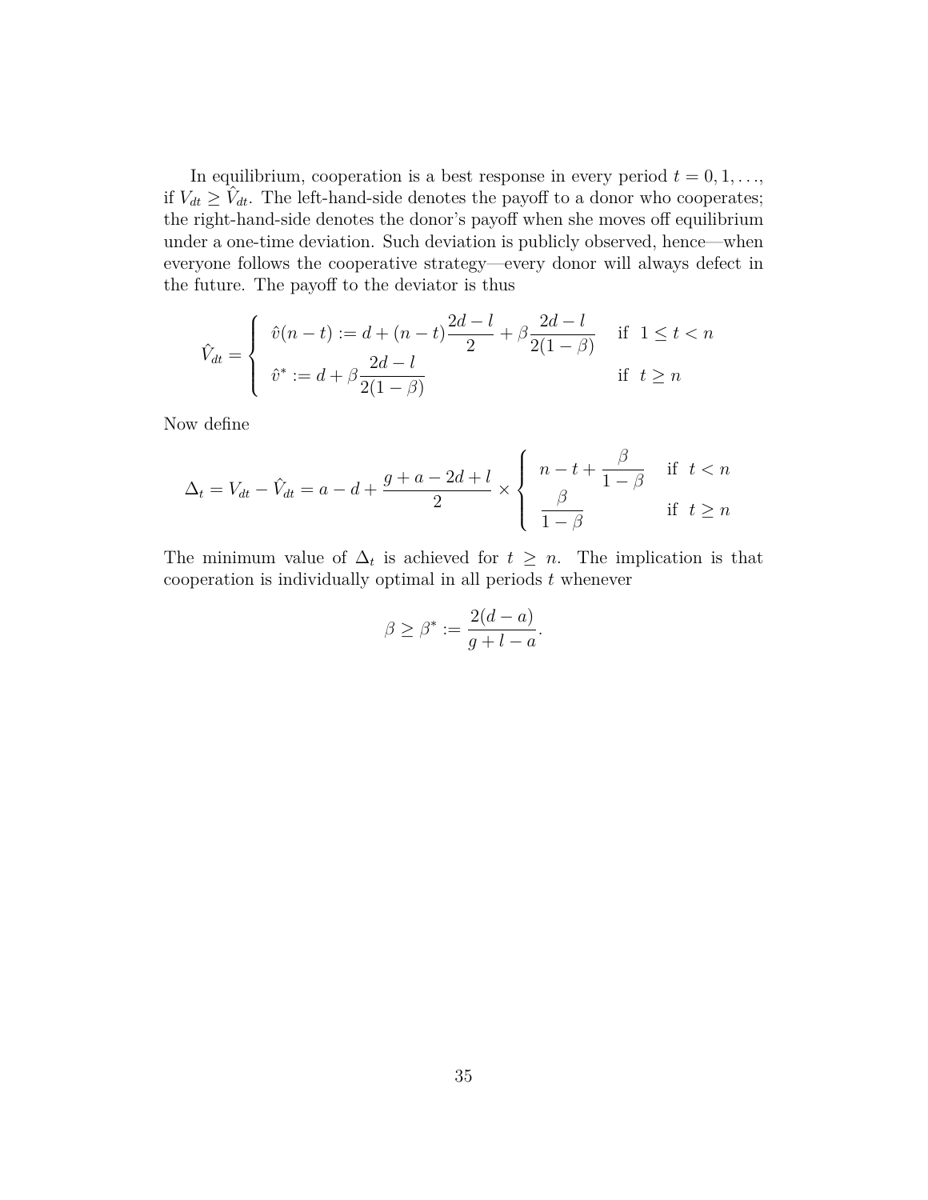In equilibrium, cooperation is a best response in every period $t = 0, 1, \ldots$, if $V_{dt} \geq \hat{V}_{dt}$. The left-hand-side denotes the payoff to a donor who cooperates; the right-hand-side denotes the donor's payoff when she moves off equilibrium under a one-time deviation. Such deviation is publicly observed, hence—when everyone follows the cooperative strategy—every donor will always defect in the future. The payoff to the deviator is thus

$$\hat{V}_{dt} = \begin{cases} \hat{v}(n-t) := d + (n-t)\dfrac{2d-l}{2} + \beta\dfrac{2d-l}{2(1-\beta)} & \text{if } \ 1 \leq t < n \\ \hat{v}^* := d + \beta\dfrac{2d-l}{2(1-\beta)} & \text{if } \ t \geq n \end{cases}$$

Now define

$$\Delta_t = V_{dt} - \hat{V}_{dt} = a - d + \frac{g + a - 2d + l}{2} \times \begin{cases} n - t + \dfrac{\beta}{1-\beta} & \text{if } \ t < n \\ \dfrac{\beta}{1-\beta} & \text{if } \ t \geq n \end{cases}$$

The minimum value of $\Delta_t$ is achieved for $t \geq n$. The implication is that cooperation is individually optimal in all periods $t$ whenever

$$\beta \geq \beta^* := \frac{2(d-a)}{g+l-a}.$$